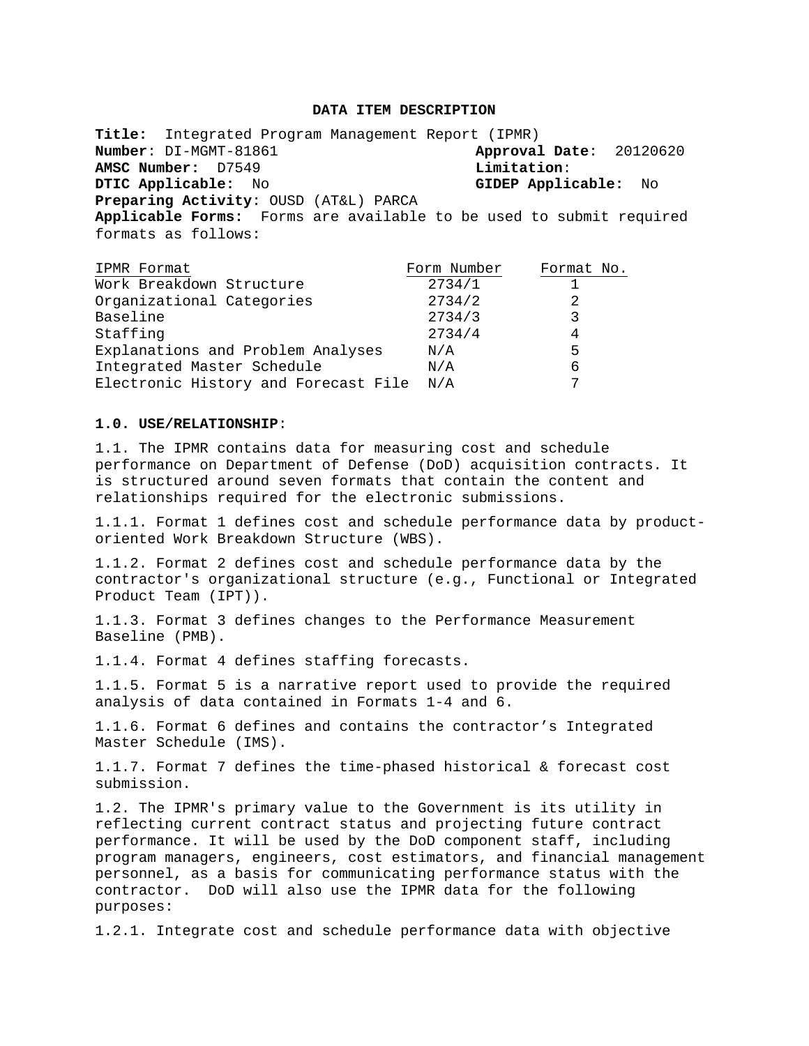# DATA ITEM DESCRIPTION

**Title:** Integrated Program Management Report (IPMR)
**Number**: DI-MGMT-81861 **Approval Date**: 20120620
**AMSC Number:** D7549 **Limitation**:
**DTIC Applicable:** No **GIDEP Applicable:** No
**Preparing Activity**: OUSD (AT&L) PARCA
**Applicable Forms:** Forms are available to be used to submit required formats as follows:

| IPMR Format | Form Number | Format No. |
| --- | --- | --- |
| Work Breakdown Structure | 2734/1 | 1 |
| Organizational Categories | 2734/2 | 2 |
| Baseline | 2734/3 | 3 |
| Staffing | 2734/4 | 4 |
| Explanations and Problem Analyses | N/A | 5 |
| Integrated Master Schedule | N/A | 6 |
| Electronic History and Forecast File | N/A | 7 |

**1.0. USE/RELATIONSHIP**:

1.1. The IPMR contains data for measuring cost and schedule performance on Department of Defense (DoD) acquisition contracts. It is structured around seven formats that contain the content and relationships required for the electronic submissions.

1.1.1. Format 1 defines cost and schedule performance data by product-oriented Work Breakdown Structure (WBS).

1.1.2. Format 2 defines cost and schedule performance data by the contractor's organizational structure (e.g., Functional or Integrated Product Team (IPT)).

1.1.3. Format 3 defines changes to the Performance Measurement Baseline (PMB).

1.1.4. Format 4 defines staffing forecasts.

1.1.5. Format 5 is a narrative report used to provide the required analysis of data contained in Formats 1-4 and 6.

1.1.6. Format 6 defines and contains the contractor's Integrated Master Schedule (IMS).

1.1.7. Format 7 defines the time-phased historical & forecast cost submission.

1.2. The IPMR's primary value to the Government is its utility in reflecting current contract status and projecting future contract performance. It will be used by the DoD component staff, including program managers, engineers, cost estimators, and financial management personnel, as a basis for communicating performance status with the contractor. DoD will also use the IPMR data for the following purposes:

1.2.1. Integrate cost and schedule performance data with objective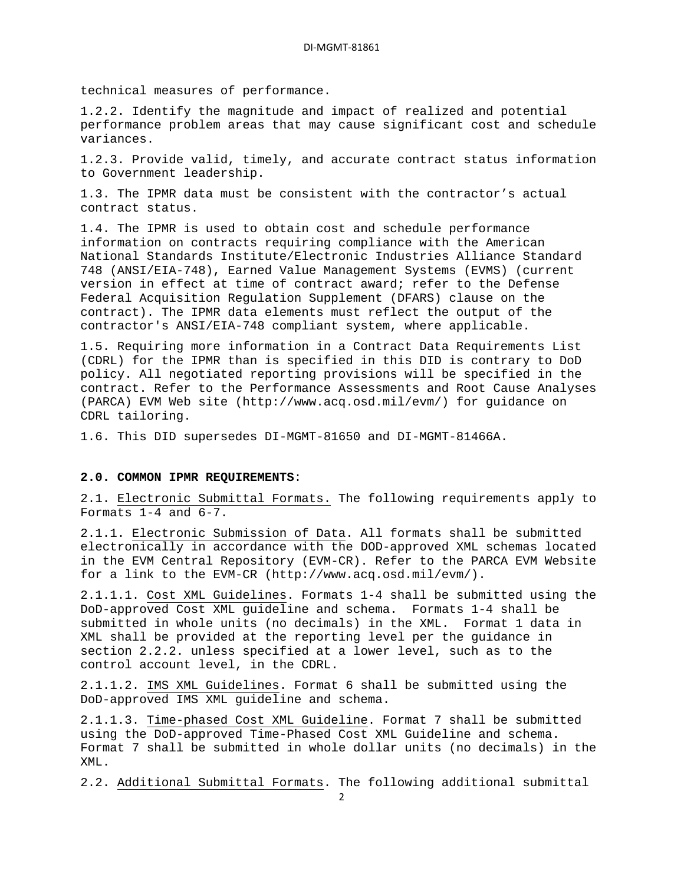technical measures of performance.

1.2.2. Identify the magnitude and impact of realized and potential performance problem areas that may cause significant cost and schedule variances.

1.2.3. Provide valid, timely, and accurate contract status information to Government leadership.

1.3. The IPMR data must be consistent with the contractor’s actual contract status.

1.4. The IPMR is used to obtain cost and schedule performance information on contracts requiring compliance with the American National Standards Institute/Electronic Industries Alliance Standard 748 (ANSI/EIA-748), Earned Value Management Systems (EVMS) (current version in effect at time of contract award; refer to the Defense Federal Acquisition Regulation Supplement (DFARS) clause on the contract). The IPMR data elements must reflect the output of the contractor's ANSI/EIA-748 compliant system, where applicable.

1.5. Requiring more information in a Contract Data Requirements List (CDRL) for the IPMR than is specified in this DID is contrary to DoD policy. All negotiated reporting provisions will be specified in the contract. Refer to the Performance Assessments and Root Cause Analyses (PARCA) EVM Web site (http://www.acq.osd.mil/evm/) for guidance on CDRL tailoring.

1.6. This DID supersedes DI-MGMT-81650 and DI-MGMT-81466A.

**2.0. COMMON IPMR REQUIREMENTS**:

2.1. Electronic Submittal Formats. The following requirements apply to Formats 1-4 and 6-7.

2.1.1. Electronic Submission of Data. All formats shall be submitted electronically in accordance with the DOD-approved XML schemas located in the EVM Central Repository (EVM-CR). Refer to the PARCA EVM Website for a link to the EVM-CR (http://www.acq.osd.mil/evm/).

2.1.1.1. Cost XML Guidelines. Formats 1-4 shall be submitted using the DoD-approved Cost XML guideline and schema. Formats 1-4 shall be submitted in whole units (no decimals) in the XML. Format 1 data in XML shall be provided at the reporting level per the guidance in section 2.2.2. unless specified at a lower level, such as to the control account level, in the CDRL.

2.1.1.2. IMS XML Guidelines. Format 6 shall be submitted using the DoD-approved IMS XML guideline and schema.

2.1.1.3. Time-phased Cost XML Guideline. Format 7 shall be submitted using the DoD-approved Time-Phased Cost XML Guideline and schema. Format 7 shall be submitted in whole dollar units (no decimals) in the XML.

2.2. Additional Submittal Formats. The following additional submittal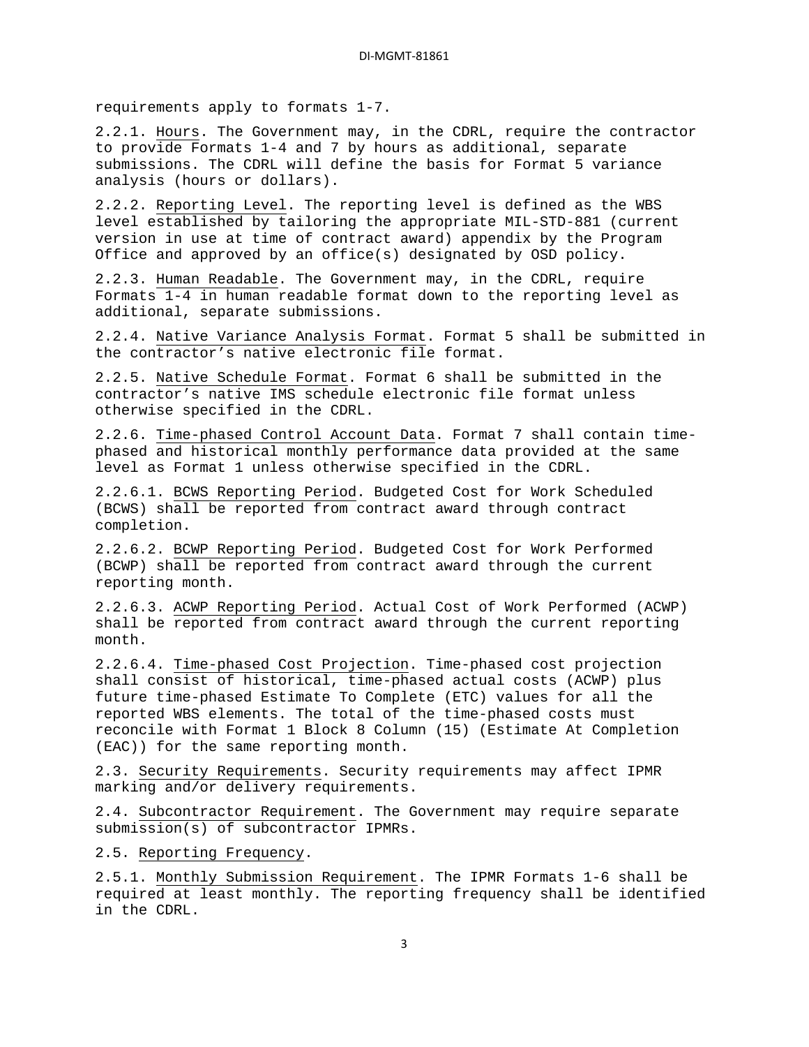requirements apply to formats 1-7.

2.2.1. Hours. The Government may, in the CDRL, require the contractor to provide Formats 1-4 and 7 by hours as additional, separate submissions. The CDRL will define the basis for Format 5 variance analysis (hours or dollars).

2.2.2. Reporting Level. The reporting level is defined as the WBS level established by tailoring the appropriate MIL-STD-881 (current version in use at time of contract award) appendix by the Program Office and approved by an office(s) designated by OSD policy.

2.2.3. Human Readable. The Government may, in the CDRL, require Formats 1-4 in human readable format down to the reporting level as additional, separate submissions.

2.2.4. Native Variance Analysis Format. Format 5 shall be submitted in the contractor's native electronic file format.

2.2.5. Native Schedule Format. Format 6 shall be submitted in the contractor's native IMS schedule electronic file format unless otherwise specified in the CDRL.

2.2.6. Time-phased Control Account Data. Format 7 shall contain time-phased and historical monthly performance data provided at the same level as Format 1 unless otherwise specified in the CDRL.

2.2.6.1. BCWS Reporting Period. Budgeted Cost for Work Scheduled (BCWS) shall be reported from contract award through contract completion.

2.2.6.2. BCWP Reporting Period. Budgeted Cost for Work Performed (BCWP) shall be reported from contract award through the current reporting month.

2.2.6.3. ACWP Reporting Period. Actual Cost of Work Performed (ACWP) shall be reported from contract award through the current reporting month.

2.2.6.4. Time-phased Cost Projection. Time-phased cost projection shall consist of historical, time-phased actual costs (ACWP) plus future time-phased Estimate To Complete (ETC) values for all the reported WBS elements. The total of the time-phased costs must reconcile with Format 1 Block 8 Column (15) (Estimate At Completion (EAC)) for the same reporting month.

2.3. Security Requirements. Security requirements may affect IPMR marking and/or delivery requirements.

2.4. Subcontractor Requirement. The Government may require separate submission(s) of subcontractor IPMRs.

2.5. Reporting Frequency.

2.5.1. Monthly Submission Requirement. The IPMR Formats 1-6 shall be required at least monthly. The reporting frequency shall be identified in the CDRL.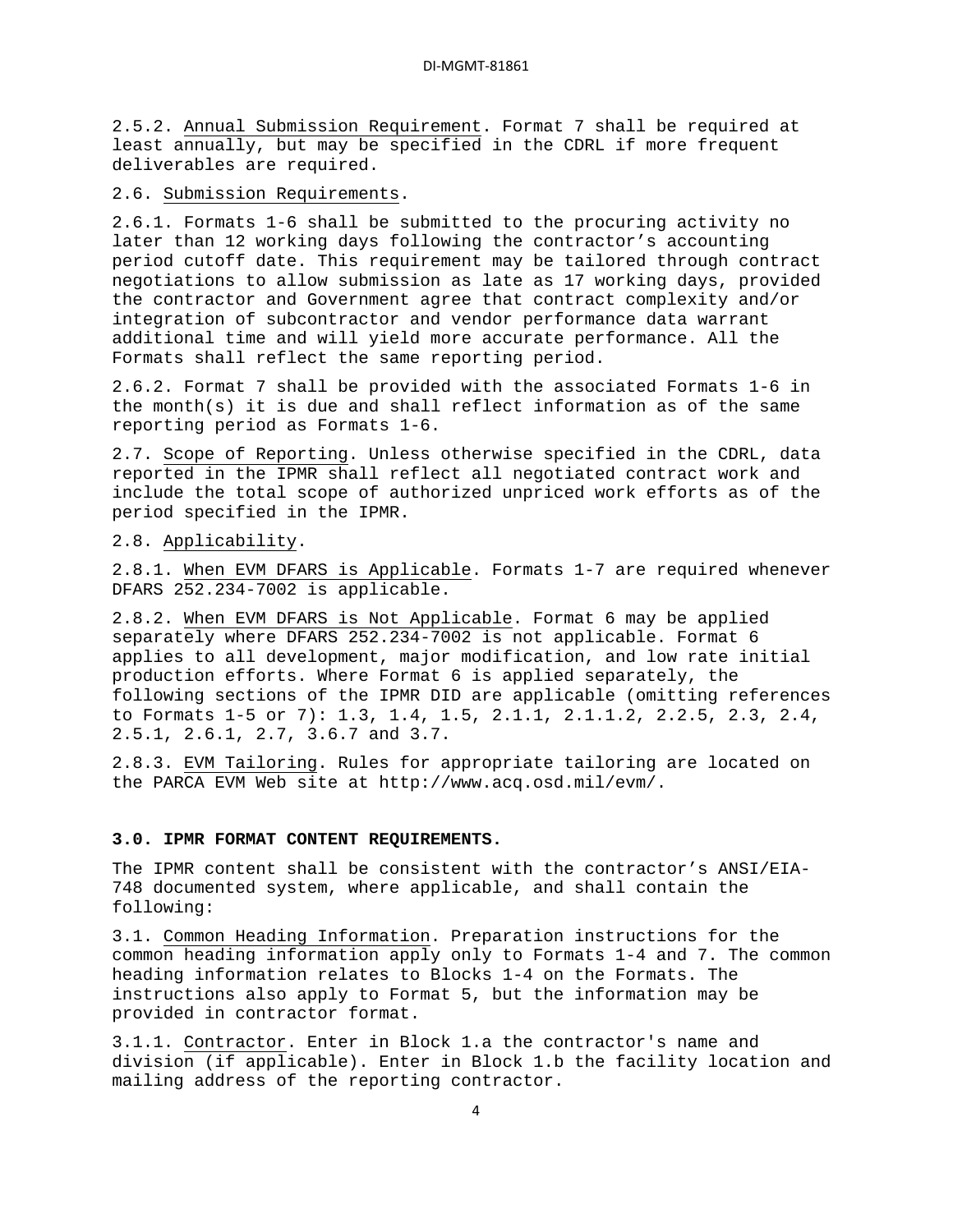2.5.2. Annual Submission Requirement. Format 7 shall be required at least annually, but may be specified in the CDRL if more frequent deliverables are required.

2.6. Submission Requirements.

2.6.1. Formats 1-6 shall be submitted to the procuring activity no later than 12 working days following the contractor's accounting period cutoff date. This requirement may be tailored through contract negotiations to allow submission as late as 17 working days, provided the contractor and Government agree that contract complexity and/or integration of subcontractor and vendor performance data warrant additional time and will yield more accurate performance. All the Formats shall reflect the same reporting period.

2.6.2. Format 7 shall be provided with the associated Formats 1-6 in the month(s) it is due and shall reflect information as of the same reporting period as Formats 1-6.

2.7. Scope of Reporting. Unless otherwise specified in the CDRL, data reported in the IPMR shall reflect all negotiated contract work and include the total scope of authorized unpriced work efforts as of the period specified in the IPMR.

2.8. Applicability.

2.8.1. When EVM DFARS is Applicable. Formats 1-7 are required whenever DFARS 252.234-7002 is applicable.

2.8.2. When EVM DFARS is Not Applicable. Format 6 may be applied separately where DFARS 252.234-7002 is not applicable. Format 6 applies to all development, major modification, and low rate initial production efforts. Where Format 6 is applied separately, the following sections of the IPMR DID are applicable (omitting references to Formats 1-5 or 7): 1.3, 1.4, 1.5, 2.1.1, 2.1.1.2, 2.2.5, 2.3, 2.4, 2.5.1, 2.6.1, 2.7, 3.6.7 and 3.7.

2.8.3. EVM Tailoring. Rules for appropriate tailoring are located on the PARCA EVM Web site at http://www.acq.osd.mil/evm/.

## 3.0. IPMR FORMAT CONTENT REQUIREMENTS.

The IPMR content shall be consistent with the contractor's ANSI/EIA-748 documented system, where applicable, and shall contain the following:

3.1. Common Heading Information. Preparation instructions for the common heading information apply only to Formats 1-4 and 7. The common heading information relates to Blocks 1-4 on the Formats. The instructions also apply to Format 5, but the information may be provided in contractor format.

3.1.1. Contractor. Enter in Block 1.a the contractor's name and division (if applicable). Enter in Block 1.b the facility location and mailing address of the reporting contractor.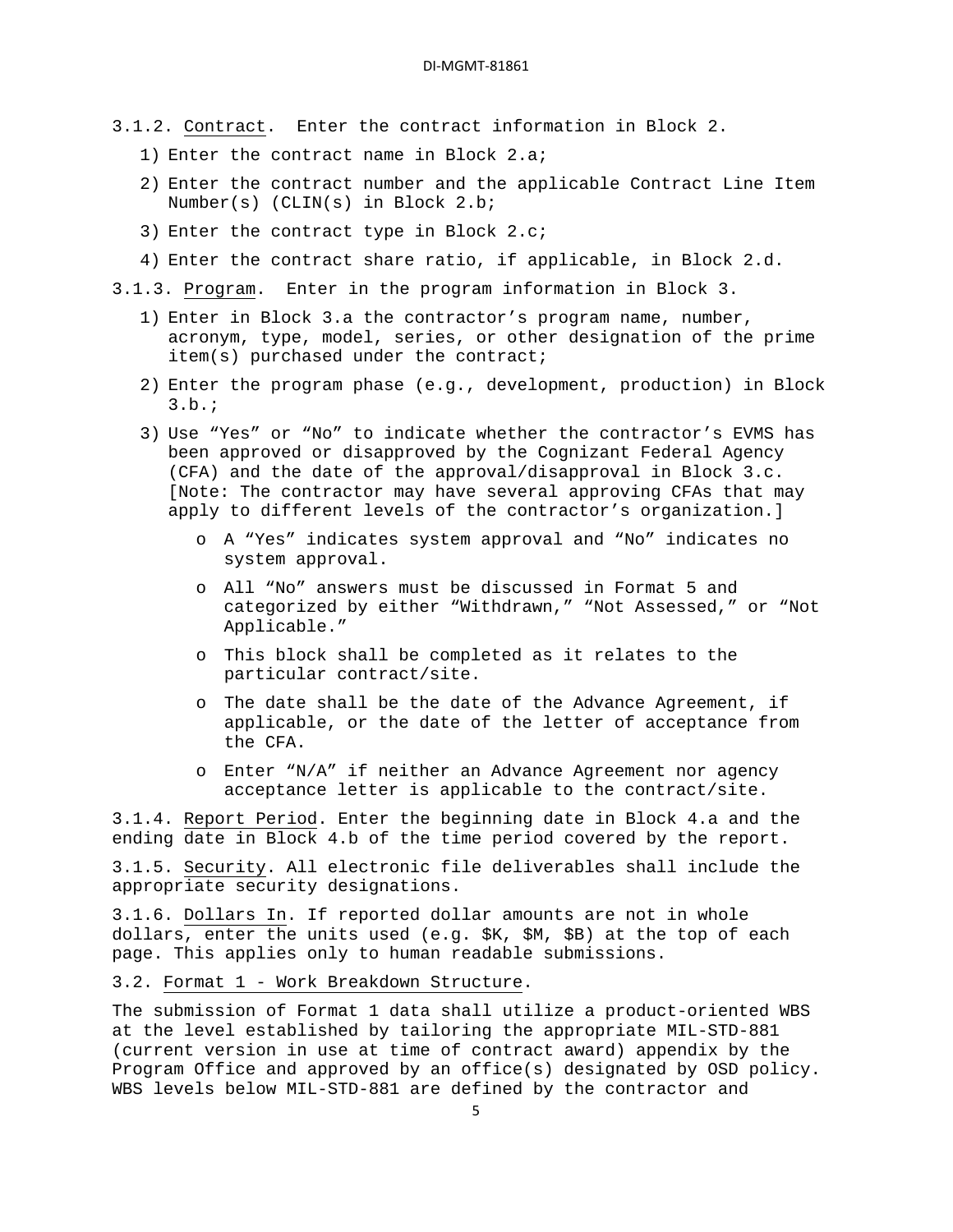3.1.2. Contract. Enter the contract information in Block 2.

1) Enter the contract name in Block 2.a;
2) Enter the contract number and the applicable Contract Line Item Number(s) (CLIN(s) in Block 2.b;
3) Enter the contract type in Block 2.c;
4) Enter the contract share ratio, if applicable, in Block 2.d.

3.1.3. Program. Enter in the program information in Block 3.

1) Enter in Block 3.a the contractor's program name, number, acronym, type, model, series, or other designation of the prime item(s) purchased under the contract;
2) Enter the program phase (e.g., development, production) in Block 3.b.;
3) Use "Yes" or "No" to indicate whether the contractor's EVMS has been approved or disapproved by the Cognizant Federal Agency (CFA) and the date of the approval/disapproval in Block 3.c. [Note: The contractor may have several approving CFAs that may apply to different levels of the contractor's organization.]
   - A "Yes" indicates system approval and "No" indicates no system approval.
   - All "No" answers must be discussed in Format 5 and categorized by either "Withdrawn," "Not Assessed," or "Not Applicable."
   - This block shall be completed as it relates to the particular contract/site.
   - The date shall be the date of the Advance Agreement, if applicable, or the date of the letter of acceptance from the CFA.
   - Enter "N/A" if neither an Advance Agreement nor agency acceptance letter is applicable to the contract/site.

3.1.4. Report Period. Enter the beginning date in Block 4.a and the ending date in Block 4.b of the time period covered by the report.

3.1.5. Security. All electronic file deliverables shall include the appropriate security designations.

3.1.6. Dollars In. If reported dollar amounts are not in whole dollars, enter the units used (e.g. $K, $M, $B) at the top of each page. This applies only to human readable submissions.

3.2. Format 1 - Work Breakdown Structure.

The submission of Format 1 data shall utilize a product-oriented WBS at the level established by tailoring the appropriate MIL-STD-881 (current version in use at time of contract award) appendix by the Program Office and approved by an office(s) designated by OSD policy. WBS levels below MIL-STD-881 are defined by the contractor and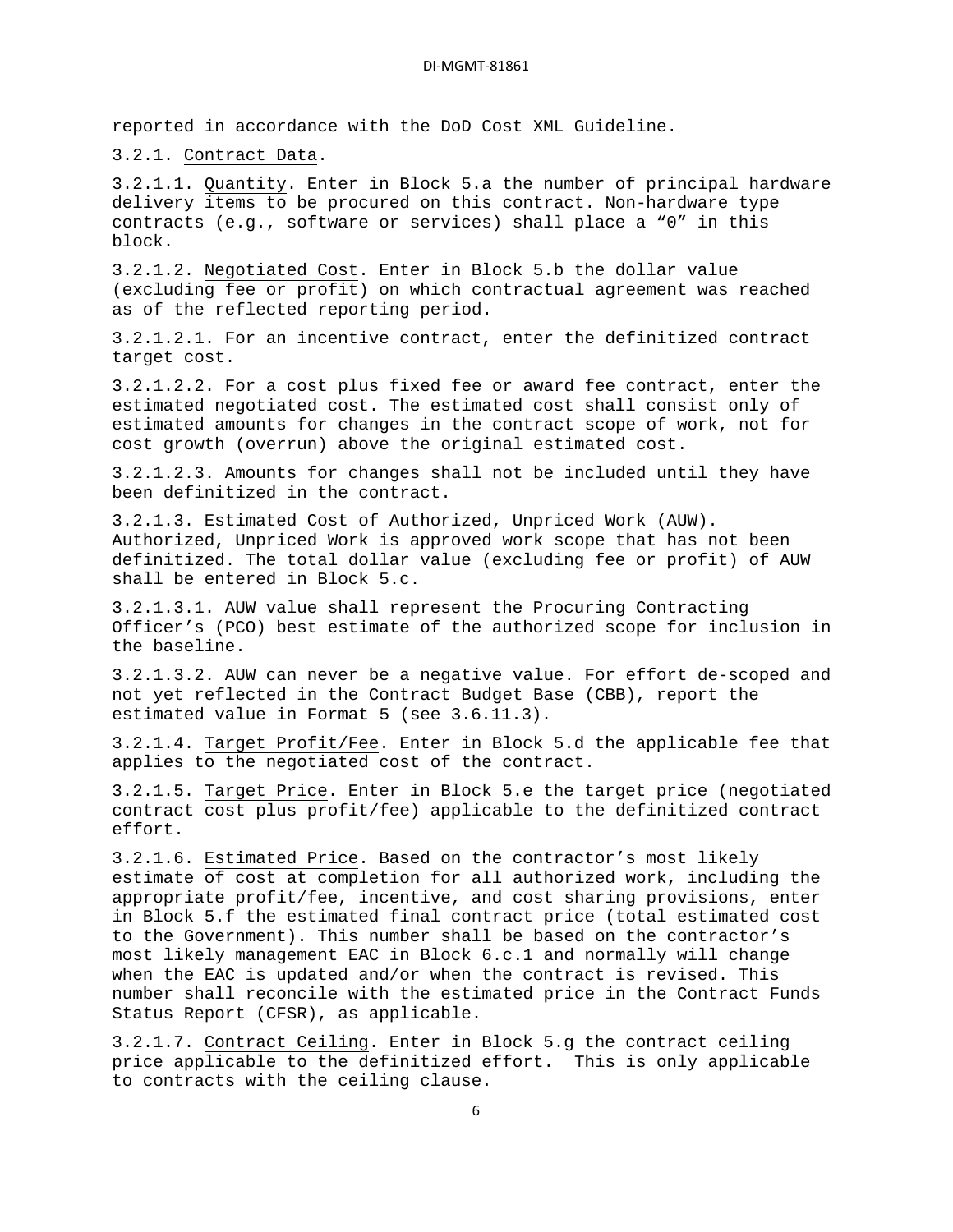reported in accordance with the DoD Cost XML Guideline.

3.2.1. <u>Contract Data</u>.

3.2.1.1. <u>Quantity</u>. Enter in Block 5.a the number of principal hardware delivery items to be procured on this contract. Non-hardware type contracts (e.g., software or services) shall place a "0" in this block.

3.2.1.2. <u>Negotiated Cost</u>. Enter in Block 5.b the dollar value (excluding fee or profit) on which contractual agreement was reached as of the reflected reporting period.

3.2.1.2.1. For an incentive contract, enter the definitized contract target cost.

3.2.1.2.2. For a cost plus fixed fee or award fee contract, enter the estimated negotiated cost. The estimated cost shall consist only of estimated amounts for changes in the contract scope of work, not for cost growth (overrun) above the original estimated cost.

3.2.1.2.3. Amounts for changes shall not be included until they have been definitized in the contract.

3.2.1.3. <u>Estimated Cost of Authorized, Unpriced Work (AUW)</u>. Authorized, Unpriced Work is approved work scope that has not been definitized. The total dollar value (excluding fee or profit) of AUW shall be entered in Block 5.c.

3.2.1.3.1. AUW value shall represent the Procuring Contracting Officer's (PCO) best estimate of the authorized scope for inclusion in the baseline.

3.2.1.3.2. AUW can never be a negative value. For effort de-scoped and not yet reflected in the Contract Budget Base (CBB), report the estimated value in Format 5 (see 3.6.11.3).

3.2.1.4. <u>Target Profit/Fee</u>. Enter in Block 5.d the applicable fee that applies to the negotiated cost of the contract.

3.2.1.5. <u>Target Price</u>. Enter in Block 5.e the target price (negotiated contract cost plus profit/fee) applicable to the definitized contract effort.

3.2.1.6. <u>Estimated Price</u>. Based on the contractor's most likely estimate of cost at completion for all authorized work, including the appropriate profit/fee, incentive, and cost sharing provisions, enter in Block 5.f the estimated final contract price (total estimated cost to the Government). This number shall be based on the contractor's most likely management EAC in Block 6.c.1 and normally will change when the EAC is updated and/or when the contract is revised. This number shall reconcile with the estimated price in the Contract Funds Status Report (CFSR), as applicable.

3.2.1.7. <u>Contract Ceiling</u>. Enter in Block 5.g the contract ceiling price applicable to the definitized effort. This is only applicable to contracts with the ceiling clause.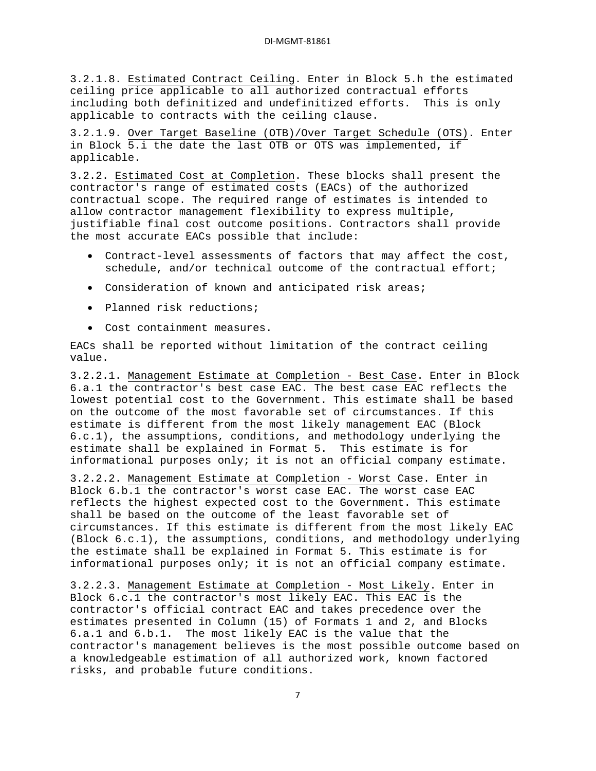3.2.1.8. Estimated Contract Ceiling. Enter in Block 5.h the estimated ceiling price applicable to all authorized contractual efforts including both definitized and undefinitized efforts. This is only applicable to contracts with the ceiling clause.

3.2.1.9. Over Target Baseline (OTB)/Over Target Schedule (OTS). Enter in Block 5.i the date the last OTB or OTS was implemented, if applicable.

3.2.2. Estimated Cost at Completion. These blocks shall present the contractor's range of estimated costs (EACs) of the authorized contractual scope. The required range of estimates is intended to allow contractor management flexibility to express multiple, justifiable final cost outcome positions. Contractors shall provide the most accurate EACs possible that include:

- Contract-level assessments of factors that may affect the cost, schedule, and/or technical outcome of the contractual effort;
- Consideration of known and anticipated risk areas;
- Planned risk reductions;
- Cost containment measures.

EACs shall be reported without limitation of the contract ceiling value.

3.2.2.1. Management Estimate at Completion - Best Case. Enter in Block 6.a.1 the contractor's best case EAC. The best case EAC reflects the lowest potential cost to the Government. This estimate shall be based on the outcome of the most favorable set of circumstances. If this estimate is different from the most likely management EAC (Block 6.c.1), the assumptions, conditions, and methodology underlying the estimate shall be explained in Format 5. This estimate is for informational purposes only; it is not an official company estimate.

3.2.2.2. Management Estimate at Completion - Worst Case. Enter in Block 6.b.1 the contractor's worst case EAC. The worst case EAC reflects the highest expected cost to the Government. This estimate shall be based on the outcome of the least favorable set of circumstances. If this estimate is different from the most likely EAC (Block 6.c.1), the assumptions, conditions, and methodology underlying the estimate shall be explained in Format 5. This estimate is for informational purposes only; it is not an official company estimate.

3.2.2.3. Management Estimate at Completion - Most Likely. Enter in Block 6.c.1 the contractor's most likely EAC. This EAC is the contractor's official contract EAC and takes precedence over the estimates presented in Column (15) of Formats 1 and 2, and Blocks 6.a.1 and 6.b.1. The most likely EAC is the value that the contractor's management believes is the most possible outcome based on a knowledgeable estimation of all authorized work, known factored risks, and probable future conditions.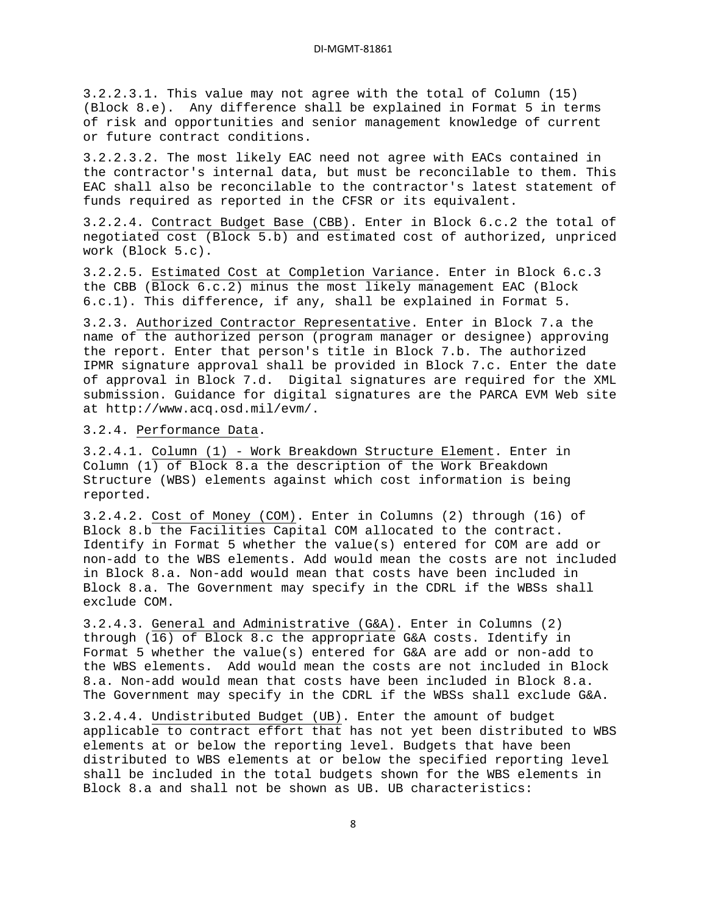3.2.2.3.1. This value may not agree with the total of Column (15) (Block 8.e). Any difference shall be explained in Format 5 in terms of risk and opportunities and senior management knowledge of current or future contract conditions.

3.2.2.3.2. The most likely EAC need not agree with EACs contained in the contractor's internal data, but must be reconcilable to them. This EAC shall also be reconcilable to the contractor's latest statement of funds required as reported in the CFSR or its equivalent.

3.2.2.4. Contract Budget Base (CBB). Enter in Block 6.c.2 the total of negotiated cost (Block 5.b) and estimated cost of authorized, unpriced work (Block 5.c).

3.2.2.5. Estimated Cost at Completion Variance. Enter in Block 6.c.3 the CBB (Block 6.c.2) minus the most likely management EAC (Block 6.c.1). This difference, if any, shall be explained in Format 5.

3.2.3. Authorized Contractor Representative. Enter in Block 7.a the name of the authorized person (program manager or designee) approving the report. Enter that person's title in Block 7.b. The authorized IPMR signature approval shall be provided in Block 7.c. Enter the date of approval in Block 7.d. Digital signatures are required for the XML submission. Guidance for digital signatures are the PARCA EVM Web site at http://www.acq.osd.mil/evm/.

3.2.4. Performance Data.

3.2.4.1. Column (1) - Work Breakdown Structure Element. Enter in Column (1) of Block 8.a the description of the Work Breakdown Structure (WBS) elements against which cost information is being reported.

3.2.4.2. Cost of Money (COM). Enter in Columns (2) through (16) of Block 8.b the Facilities Capital COM allocated to the contract. Identify in Format 5 whether the value(s) entered for COM are add or non-add to the WBS elements. Add would mean the costs are not included in Block 8.a. Non-add would mean that costs have been included in Block 8.a. The Government may specify in the CDRL if the WBSs shall exclude COM.

3.2.4.3. General and Administrative (G&A). Enter in Columns (2) through (16) of Block 8.c the appropriate G&A costs. Identify in Format 5 whether the value(s) entered for G&A are add or non-add to the WBS elements. Add would mean the costs are not included in Block 8.a. Non-add would mean that costs have been included in Block 8.a. The Government may specify in the CDRL if the WBSs shall exclude G&A.

3.2.4.4. Undistributed Budget (UB). Enter the amount of budget applicable to contract effort that has not yet been distributed to WBS elements at or below the reporting level. Budgets that have been distributed to WBS elements at or below the specified reporting level shall be included in the total budgets shown for the WBS elements in Block 8.a and shall not be shown as UB. UB characteristics: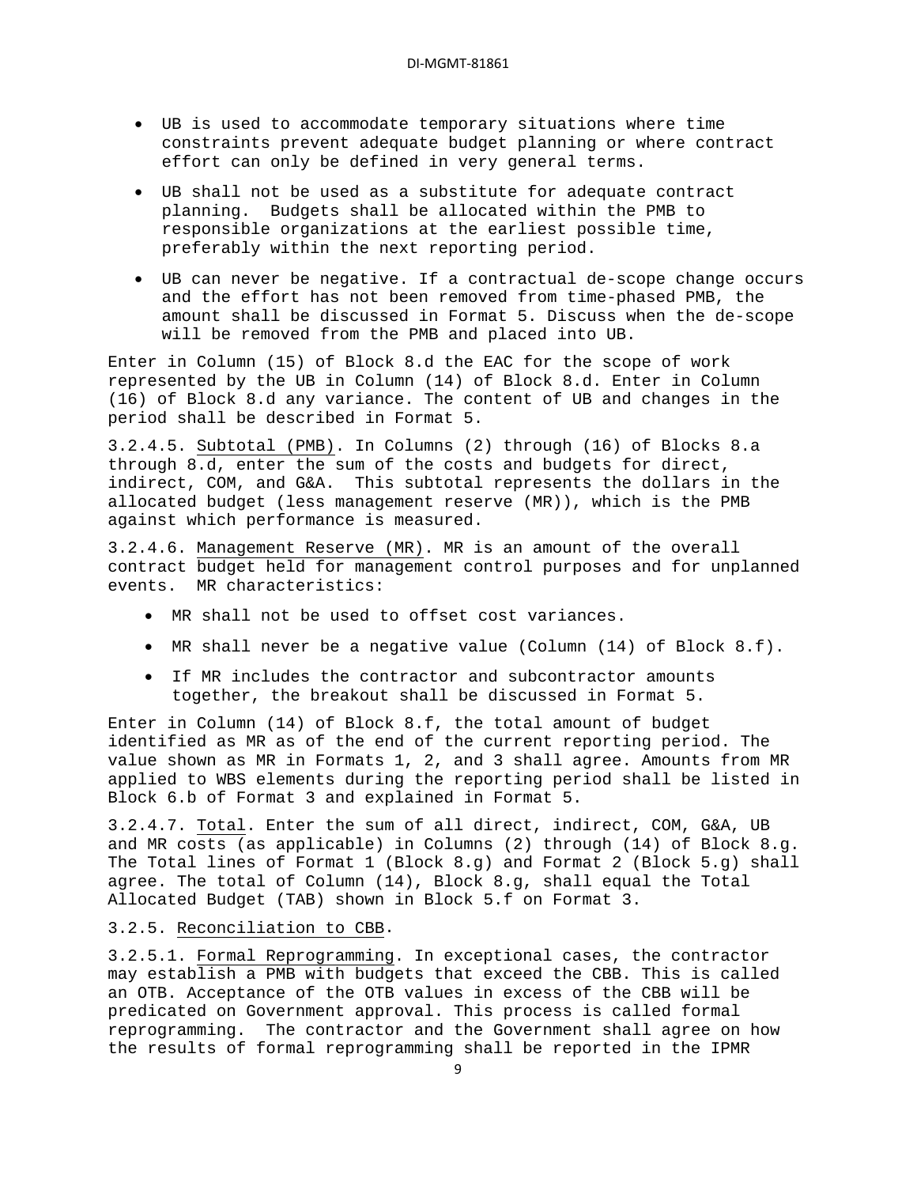- UB is used to accommodate temporary situations where time constraints prevent adequate budget planning or where contract effort can only be defined in very general terms.
- UB shall not be used as a substitute for adequate contract planning. Budgets shall be allocated within the PMB to responsible organizations at the earliest possible time, preferably within the next reporting period.
- UB can never be negative. If a contractual de-scope change occurs and the effort has not been removed from time-phased PMB, the amount shall be discussed in Format 5. Discuss when the de-scope will be removed from the PMB and placed into UB.

Enter in Column (15) of Block 8.d the EAC for the scope of work represented by the UB in Column (14) of Block 8.d. Enter in Column (16) of Block 8.d any variance. The content of UB and changes in the period shall be described in Format 5.

3.2.4.5. Subtotal (PMB). In Columns (2) through (16) of Blocks 8.a through 8.d, enter the sum of the costs and budgets for direct, indirect, COM, and G&A. This subtotal represents the dollars in the allocated budget (less management reserve (MR)), which is the PMB against which performance is measured.

3.2.4.6. Management Reserve (MR). MR is an amount of the overall contract budget held for management control purposes and for unplanned events. MR characteristics:

- MR shall not be used to offset cost variances.
- MR shall never be a negative value (Column (14) of Block 8.f).
- If MR includes the contractor and subcontractor amounts together, the breakout shall be discussed in Format 5.

Enter in Column (14) of Block 8.f, the total amount of budget identified as MR as of the end of the current reporting period. The value shown as MR in Formats 1, 2, and 3 shall agree. Amounts from MR applied to WBS elements during the reporting period shall be listed in Block 6.b of Format 3 and explained in Format 5.

3.2.4.7. Total. Enter the sum of all direct, indirect, COM, G&A, UB and MR costs (as applicable) in Columns (2) through (14) of Block 8.g. The Total lines of Format 1 (Block 8.g) and Format 2 (Block 5.g) shall agree. The total of Column (14), Block 8.g, shall equal the Total Allocated Budget (TAB) shown in Block 5.f on Format 3.

3.2.5. Reconciliation to CBB.

3.2.5.1. Formal Reprogramming. In exceptional cases, the contractor may establish a PMB with budgets that exceed the CBB. This is called an OTB. Acceptance of the OTB values in excess of the CBB will be predicated on Government approval. This process is called formal reprogramming. The contractor and the Government shall agree on how the results of formal reprogramming shall be reported in the IPMR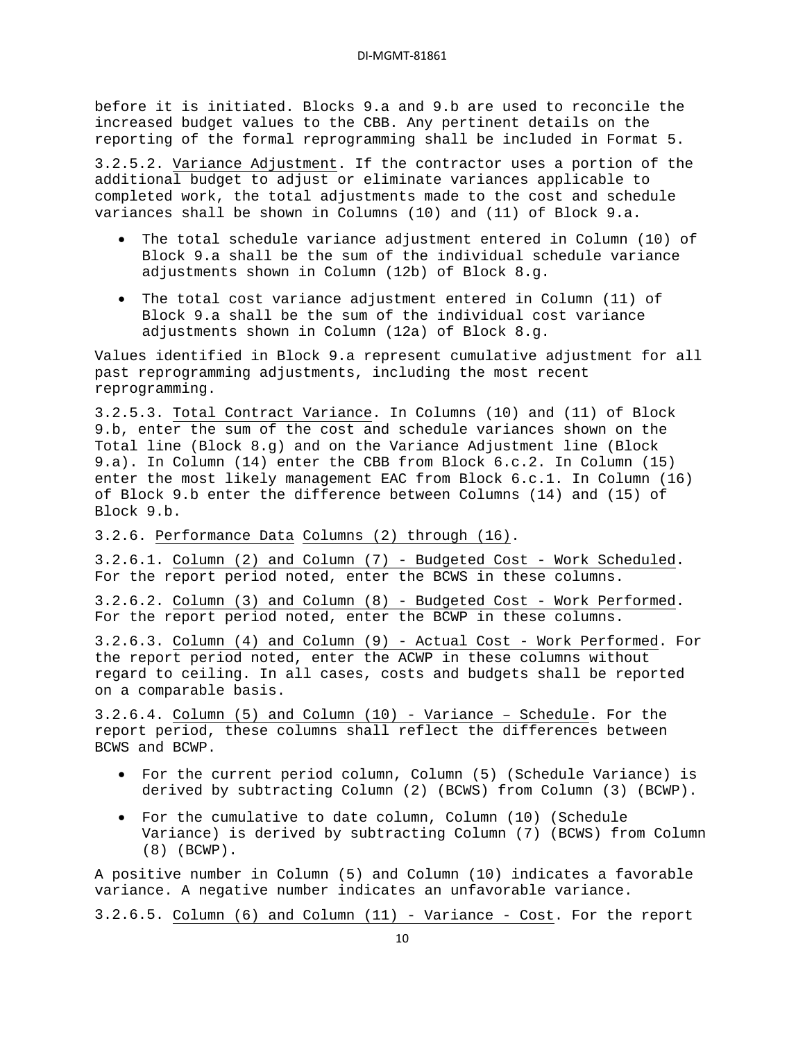before it is initiated. Blocks 9.a and 9.b are used to reconcile the increased budget values to the CBB. Any pertinent details on the reporting of the formal reprogramming shall be included in Format 5.

3.2.5.2. <u>Variance Adjustment</u>. If the contractor uses a portion of the additional budget to adjust or eliminate variances applicable to completed work, the total adjustments made to the cost and schedule variances shall be shown in Columns (10) and (11) of Block 9.a.

- The total schedule variance adjustment entered in Column (10) of Block 9.a shall be the sum of the individual schedule variance adjustments shown in Column (12b) of Block 8.g.
- The total cost variance adjustment entered in Column (11) of Block 9.a shall be the sum of the individual cost variance adjustments shown in Column (12a) of Block 8.g.

Values identified in Block 9.a represent cumulative adjustment for all past reprogramming adjustments, including the most recent reprogramming.

3.2.5.3. <u>Total Contract Variance</u>. In Columns (10) and (11) of Block 9.b, enter the sum of the cost and schedule variances shown on the Total line (Block 8.g) and on the Variance Adjustment line (Block 9.a). In Column (14) enter the CBB from Block 6.c.2. In Column (15) enter the most likely management EAC from Block 6.c.1. In Column (16) of Block 9.b enter the difference between Columns (14) and (15) of Block 9.b.

3.2.6. <u>Performance Data</u> <u>Columns (2) through (16)</u>.

3.2.6.1. <u>Column (2) and Column (7) - Budgeted Cost - Work Scheduled</u>. For the report period noted, enter the BCWS in these columns.

3.2.6.2. <u>Column (3) and Column (8) - Budgeted Cost - Work Performed</u>. For the report period noted, enter the BCWP in these columns.

3.2.6.3. <u>Column (4) and Column (9) - Actual Cost - Work Performed</u>. For the report period noted, enter the ACWP in these columns without regard to ceiling. In all cases, costs and budgets shall be reported on a comparable basis.

3.2.6.4. <u>Column (5) and Column (10) - Variance – Schedule</u>. For the report period, these columns shall reflect the differences between BCWS and BCWP.

- For the current period column, Column (5) (Schedule Variance) is derived by subtracting Column (2) (BCWS) from Column (3) (BCWP).
- For the cumulative to date column, Column (10) (Schedule Variance) is derived by subtracting Column (7) (BCWS) from Column (8) (BCWP).

A positive number in Column (5) and Column (10) indicates a favorable variance. A negative number indicates an unfavorable variance.

3.2.6.5. <u>Column (6) and Column (11) - Variance - Cost</u>. For the report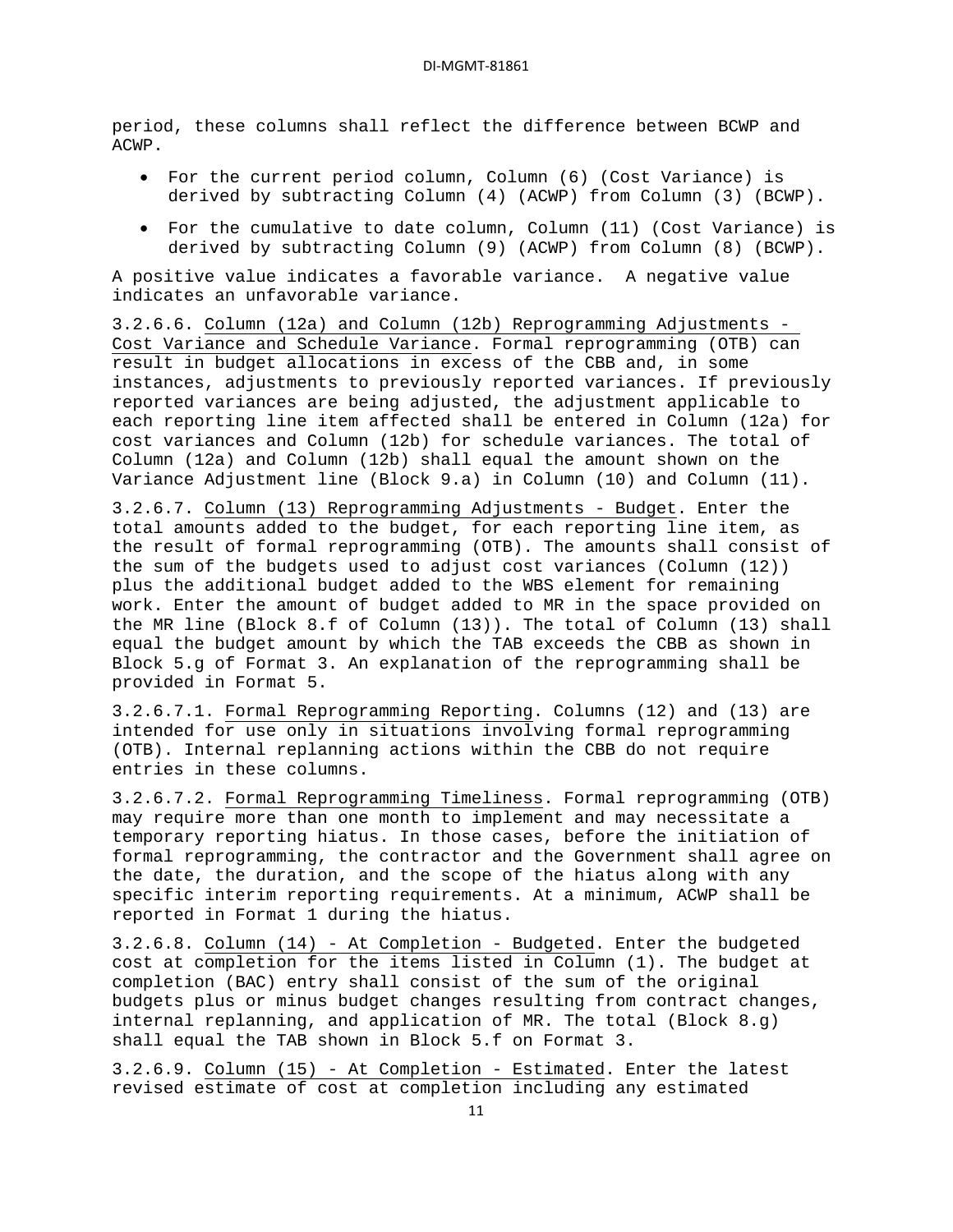period, these columns shall reflect the difference between BCWP and ACWP.

- For the current period column, Column (6) (Cost Variance) is derived by subtracting Column (4) (ACWP) from Column (3) (BCWP).
- For the cumulative to date column, Column (11) (Cost Variance) is derived by subtracting Column (9) (ACWP) from Column (8) (BCWP).

A positive value indicates a favorable variance. A negative value indicates an unfavorable variance.

3.2.6.6. Column (12a) and Column (12b) Reprogramming Adjustments - Cost Variance and Schedule Variance. Formal reprogramming (OTB) can result in budget allocations in excess of the CBB and, in some instances, adjustments to previously reported variances. If previously reported variances are being adjusted, the adjustment applicable to each reporting line item affected shall be entered in Column (12a) for cost variances and Column (12b) for schedule variances. The total of Column (12a) and Column (12b) shall equal the amount shown on the Variance Adjustment line (Block 9.a) in Column (10) and Column (11).

3.2.6.7. Column (13) Reprogramming Adjustments - Budget. Enter the total amounts added to the budget, for each reporting line item, as the result of formal reprogramming (OTB). The amounts shall consist of the sum of the budgets used to adjust cost variances (Column (12)) plus the additional budget added to the WBS element for remaining work. Enter the amount of budget added to MR in the space provided on the MR line (Block 8.f of Column (13)). The total of Column (13) shall equal the budget amount by which the TAB exceeds the CBB as shown in Block 5.g of Format 3. An explanation of the reprogramming shall be provided in Format 5.

3.2.6.7.1. Formal Reprogramming Reporting. Columns (12) and (13) are intended for use only in situations involving formal reprogramming (OTB). Internal replanning actions within the CBB do not require entries in these columns.

3.2.6.7.2. Formal Reprogramming Timeliness. Formal reprogramming (OTB) may require more than one month to implement and may necessitate a temporary reporting hiatus. In those cases, before the initiation of formal reprogramming, the contractor and the Government shall agree on the date, the duration, and the scope of the hiatus along with any specific interim reporting requirements. At a minimum, ACWP shall be reported in Format 1 during the hiatus.

3.2.6.8. Column (14) - At Completion - Budgeted. Enter the budgeted cost at completion for the items listed in Column (1). The budget at completion (BAC) entry shall consist of the sum of the original budgets plus or minus budget changes resulting from contract changes, internal replanning, and application of MR. The total (Block 8.g) shall equal the TAB shown in Block 5.f on Format 3.

3.2.6.9. Column (15) - At Completion - Estimated. Enter the latest revised estimate of cost at completion including any estimated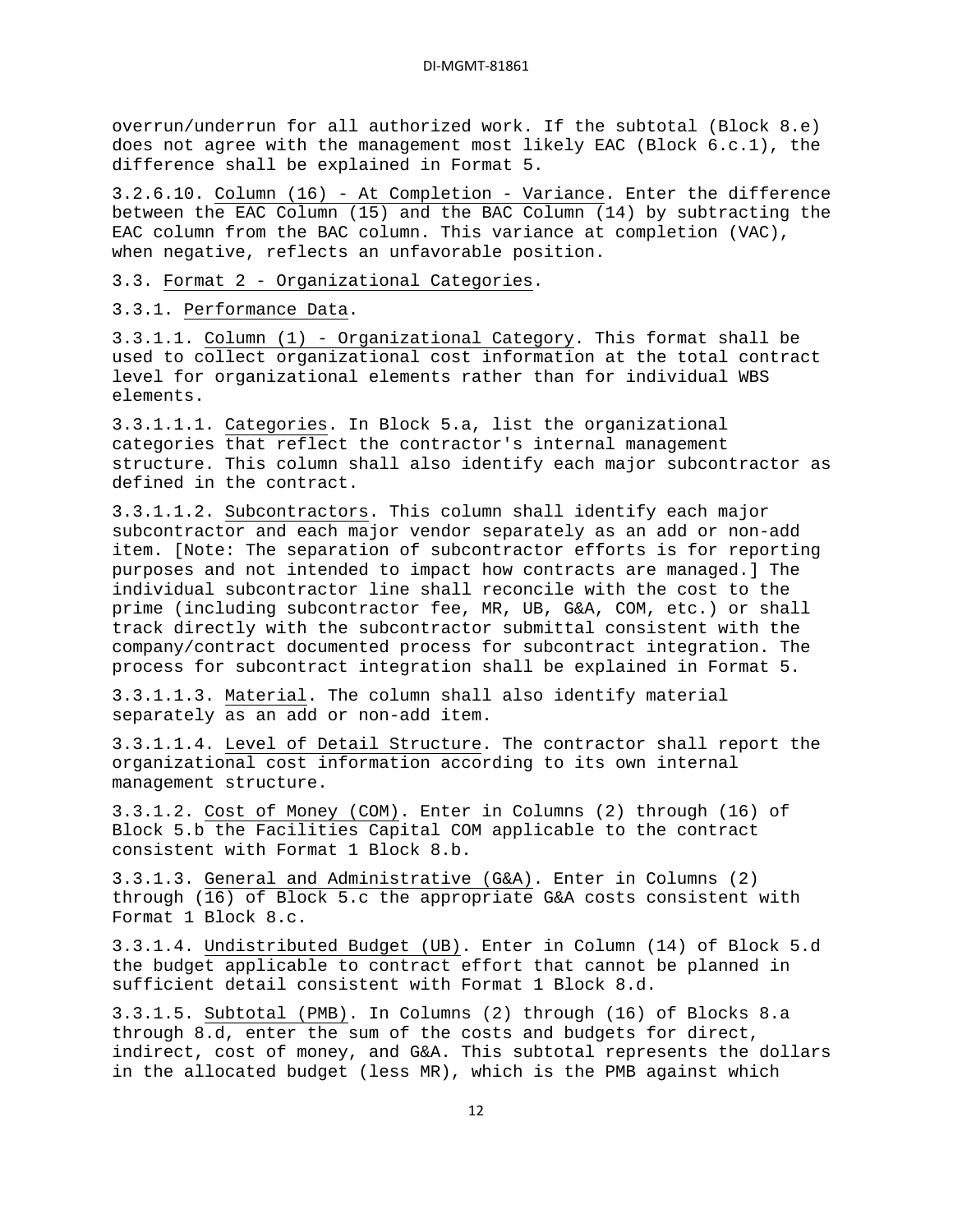overrun/underrun for all authorized work. If the subtotal (Block 8.e) does not agree with the management most likely EAC (Block 6.c.1), the difference shall be explained in Format 5.

3.2.6.10. Column (16) - At Completion - Variance. Enter the difference between the EAC Column (15) and the BAC Column (14) by subtracting the EAC column from the BAC column. This variance at completion (VAC), when negative, reflects an unfavorable position.

3.3. Format 2 - Organizational Categories.

3.3.1. Performance Data.

3.3.1.1. Column (1) - Organizational Category. This format shall be used to collect organizational cost information at the total contract level for organizational elements rather than for individual WBS elements.

3.3.1.1.1. Categories. In Block 5.a, list the organizational categories that reflect the contractor's internal management structure. This column shall also identify each major subcontractor as defined in the contract.

3.3.1.1.2. Subcontractors. This column shall identify each major subcontractor and each major vendor separately as an add or non-add item. [Note: The separation of subcontractor efforts is for reporting purposes and not intended to impact how contracts are managed.] The individual subcontractor line shall reconcile with the cost to the prime (including subcontractor fee, MR, UB, G&A, COM, etc.) or shall track directly with the subcontractor submittal consistent with the company/contract documented process for subcontract integration. The process for subcontract integration shall be explained in Format 5.

3.3.1.1.3. Material. The column shall also identify material separately as an add or non-add item.

3.3.1.1.4. Level of Detail Structure. The contractor shall report the organizational cost information according to its own internal management structure.

3.3.1.2. Cost of Money (COM). Enter in Columns (2) through (16) of Block 5.b the Facilities Capital COM applicable to the contract consistent with Format 1 Block 8.b.

3.3.1.3. General and Administrative (G&A). Enter in Columns (2) through (16) of Block 5.c the appropriate G&A costs consistent with Format 1 Block 8.c.

3.3.1.4. Undistributed Budget (UB). Enter in Column (14) of Block 5.d the budget applicable to contract effort that cannot be planned in sufficient detail consistent with Format 1 Block 8.d.

3.3.1.5. Subtotal (PMB). In Columns (2) through (16) of Blocks 8.a through 8.d, enter the sum of the costs and budgets for direct, indirect, cost of money, and G&A. This subtotal represents the dollars in the allocated budget (less MR), which is the PMB against which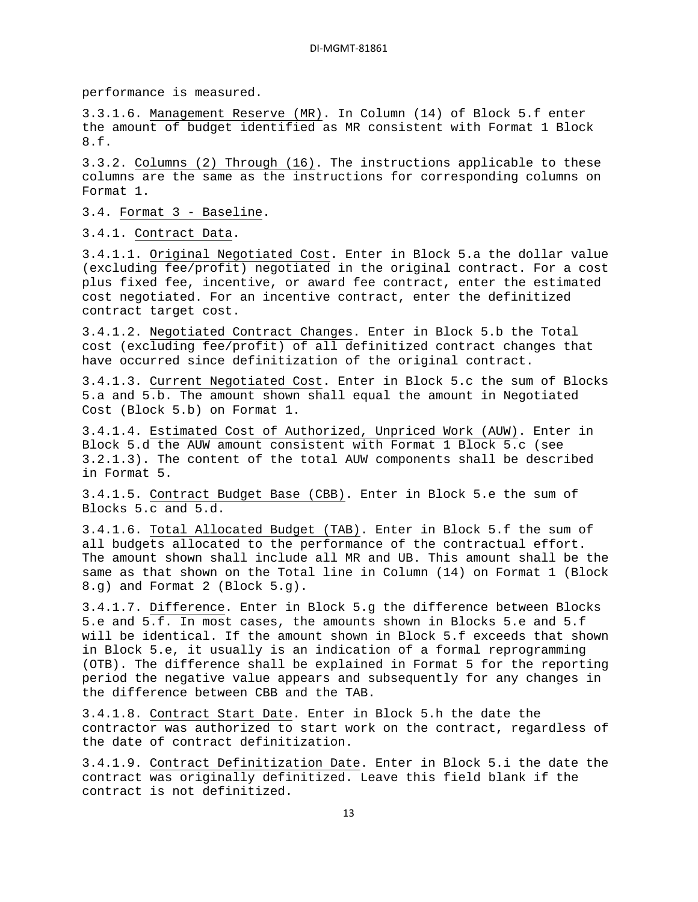performance is measured.

3.3.1.6. Management Reserve (MR). In Column (14) of Block 5.f enter the amount of budget identified as MR consistent with Format 1 Block 8.f.

3.3.2. Columns (2) Through (16). The instructions applicable to these columns are the same as the instructions for corresponding columns on Format 1.

3.4. Format 3 - Baseline.

3.4.1. Contract Data.

3.4.1.1. Original Negotiated Cost. Enter in Block 5.a the dollar value (excluding fee/profit) negotiated in the original contract. For a cost plus fixed fee, incentive, or award fee contract, enter the estimated cost negotiated. For an incentive contract, enter the definitized contract target cost.

3.4.1.2. Negotiated Contract Changes. Enter in Block 5.b the Total cost (excluding fee/profit) of all definitized contract changes that have occurred since definitization of the original contract.

3.4.1.3. Current Negotiated Cost. Enter in Block 5.c the sum of Blocks 5.a and 5.b. The amount shown shall equal the amount in Negotiated Cost (Block 5.b) on Format 1.

3.4.1.4. Estimated Cost of Authorized, Unpriced Work (AUW). Enter in Block 5.d the AUW amount consistent with Format 1 Block 5.c (see 3.2.1.3). The content of the total AUW components shall be described in Format 5.

3.4.1.5. Contract Budget Base (CBB). Enter in Block 5.e the sum of Blocks 5.c and 5.d.

3.4.1.6. Total Allocated Budget (TAB). Enter in Block 5.f the sum of all budgets allocated to the performance of the contractual effort. The amount shown shall include all MR and UB. This amount shall be the same as that shown on the Total line in Column (14) on Format 1 (Block 8.g) and Format 2 (Block 5.g).

3.4.1.7. Difference. Enter in Block 5.g the difference between Blocks 5.e and 5.f. In most cases, the amounts shown in Blocks 5.e and 5.f will be identical. If the amount shown in Block 5.f exceeds that shown in Block 5.e, it usually is an indication of a formal reprogramming (OTB). The difference shall be explained in Format 5 for the reporting period the negative value appears and subsequently for any changes in the difference between CBB and the TAB.

3.4.1.8. Contract Start Date. Enter in Block 5.h the date the contractor was authorized to start work on the contract, regardless of the date of contract definitization.

3.4.1.9. Contract Definitization Date. Enter in Block 5.i the date the contract was originally definitized. Leave this field blank if the contract is not definitized.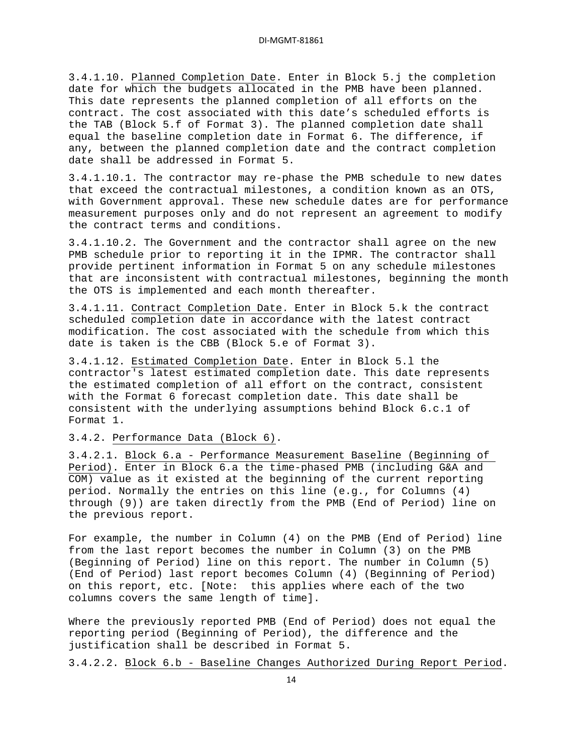3.4.1.10. Planned Completion Date. Enter in Block 5.j the completion date for which the budgets allocated in the PMB have been planned. This date represents the planned completion of all efforts on the contract. The cost associated with this date's scheduled efforts is the TAB (Block 5.f of Format 3). The planned completion date shall equal the baseline completion date in Format 6. The difference, if any, between the planned completion date and the contract completion date shall be addressed in Format 5.

3.4.1.10.1. The contractor may re-phase the PMB schedule to new dates that exceed the contractual milestones, a condition known as an OTS, with Government approval. These new schedule dates are for performance measurement purposes only and do not represent an agreement to modify the contract terms and conditions.

3.4.1.10.2. The Government and the contractor shall agree on the new PMB schedule prior to reporting it in the IPMR. The contractor shall provide pertinent information in Format 5 on any schedule milestones that are inconsistent with contractual milestones, beginning the month the OTS is implemented and each month thereafter.

3.4.1.11. Contract Completion Date. Enter in Block 5.k the contract scheduled completion date in accordance with the latest contract modification. The cost associated with the schedule from which this date is taken is the CBB (Block 5.e of Format 3).

3.4.1.12. Estimated Completion Date. Enter in Block 5.l the contractor's latest estimated completion date. This date represents the estimated completion of all effort on the contract, consistent with the Format 6 forecast completion date. This date shall be consistent with the underlying assumptions behind Block 6.c.1 of Format 1.

3.4.2. Performance Data (Block 6).

3.4.2.1. Block 6.a - Performance Measurement Baseline (Beginning of Period). Enter in Block 6.a the time-phased PMB (including G&A and COM) value as it existed at the beginning of the current reporting period. Normally the entries on this line (e.g., for Columns (4) through (9)) are taken directly from the PMB (End of Period) line on the previous report.

For example, the number in Column (4) on the PMB (End of Period) line from the last report becomes the number in Column (3) on the PMB (Beginning of Period) line on this report. The number in Column (5) (End of Period) last report becomes Column (4) (Beginning of Period) on this report, etc. [Note: this applies where each of the two columns covers the same length of time].

Where the previously reported PMB (End of Period) does not equal the reporting period (Beginning of Period), the difference and the justification shall be described in Format 5.

3.4.2.2. Block 6.b - Baseline Changes Authorized During Report Period.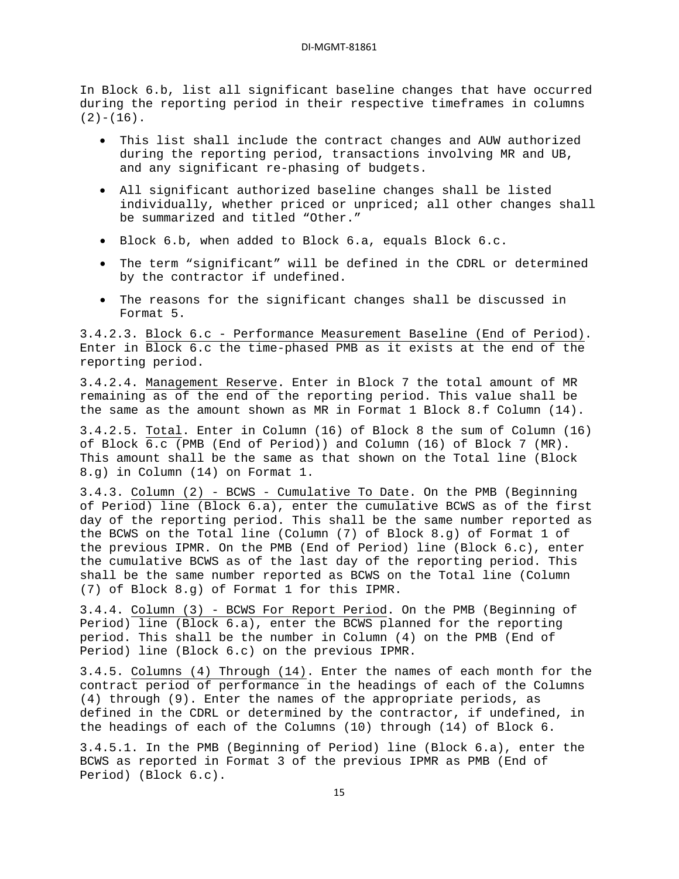In Block 6.b, list all significant baseline changes that have occurred during the reporting period in their respective timeframes in columns (2)-(16).

- This list shall include the contract changes and AUW authorized during the reporting period, transactions involving MR and UB, and any significant re-phasing of budgets.
- All significant authorized baseline changes shall be listed individually, whether priced or unpriced; all other changes shall be summarized and titled "Other."
- Block 6.b, when added to Block 6.a, equals Block 6.c.
- The term "significant" will be defined in the CDRL or determined by the contractor if undefined.
- The reasons for the significant changes shall be discussed in Format 5.

3.4.2.3. <u>Block 6.c - Performance Measurement Baseline (End of Period)</u>. Enter in Block 6.c the time-phased PMB as it exists at the end of the reporting period.

3.4.2.4. <u>Management Reserve</u>. Enter in Block 7 the total amount of MR remaining as of the end of the reporting period. This value shall be the same as the amount shown as MR in Format 1 Block 8.f Column (14).

3.4.2.5. <u>Total</u>. Enter in Column (16) of Block 8 the sum of Column (16) of Block 6.c (PMB (End of Period)) and Column (16) of Block 7 (MR). This amount shall be the same as that shown on the Total line (Block 8.g) in Column (14) on Format 1.

3.4.3. <u>Column (2) - BCWS - Cumulative To Date</u>. On the PMB (Beginning of Period) line (Block 6.a), enter the cumulative BCWS as of the first day of the reporting period. This shall be the same number reported as the BCWS on the Total line (Column (7) of Block 8.g) of Format 1 of the previous IPMR. On the PMB (End of Period) line (Block 6.c), enter the cumulative BCWS as of the last day of the reporting period. This shall be the same number reported as BCWS on the Total line (Column (7) of Block 8.g) of Format 1 for this IPMR.

3.4.4. <u>Column (3) - BCWS For Report Period</u>. On the PMB (Beginning of Period) line (Block 6.a), enter the BCWS planned for the reporting period. This shall be the number in Column (4) on the PMB (End of Period) line (Block 6.c) on the previous IPMR.

3.4.5. <u>Columns (4) Through (14)</u>. Enter the names of each month for the contract period of performance in the headings of each of the Columns (4) through (9). Enter the names of the appropriate periods, as defined in the CDRL or determined by the contractor, if undefined, in the headings of each of the Columns (10) through (14) of Block 6.

3.4.5.1. In the PMB (Beginning of Period) line (Block 6.a), enter the BCWS as reported in Format 3 of the previous IPMR as PMB (End of Period) (Block 6.c).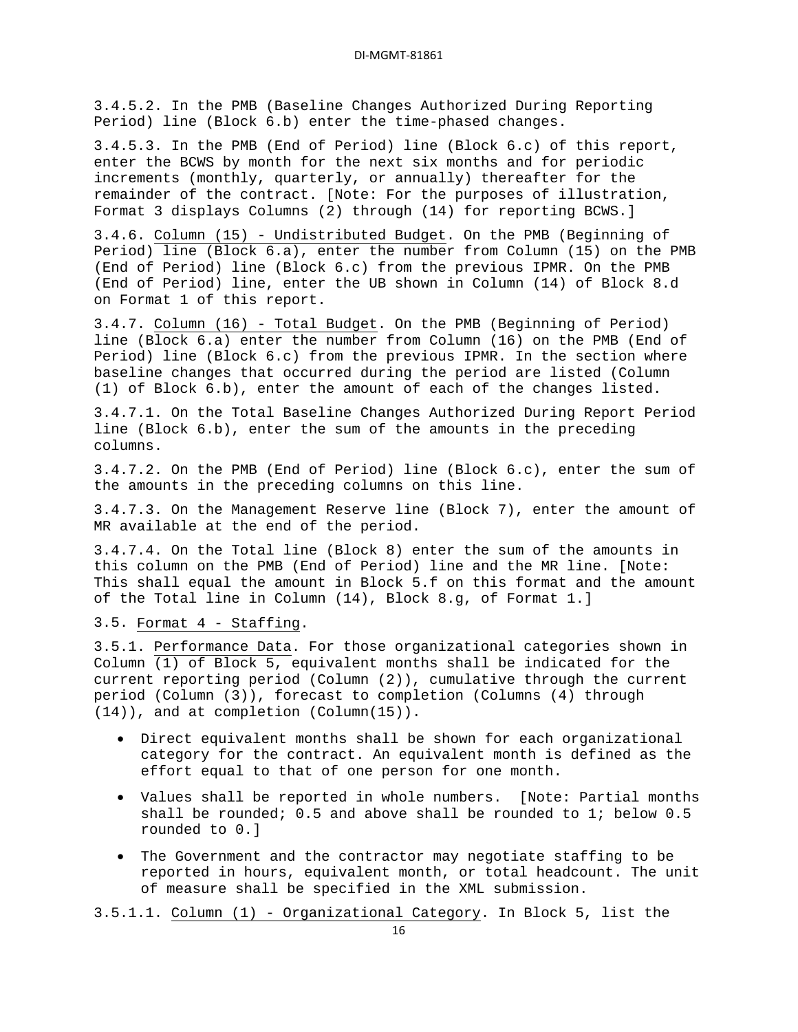3.4.5.2. In the PMB (Baseline Changes Authorized During Reporting Period) line (Block 6.b) enter the time-phased changes.

3.4.5.3. In the PMB (End of Period) line (Block 6.c) of this report, enter the BCWS by month for the next six months and for periodic increments (monthly, quarterly, or annually) thereafter for the remainder of the contract. [Note: For the purposes of illustration, Format 3 displays Columns (2) through (14) for reporting BCWS.]

3.4.6. <u>Column (15) - Undistributed Budget</u>. On the PMB (Beginning of Period) line (Block 6.a), enter the number from Column (15) on the PMB (End of Period) line (Block 6.c) from the previous IPMR. On the PMB (End of Period) line, enter the UB shown in Column (14) of Block 8.d on Format 1 of this report.

3.4.7. <u>Column (16) - Total Budget</u>. On the PMB (Beginning of Period) line (Block 6.a) enter the number from Column (16) on the PMB (End of Period) line (Block 6.c) from the previous IPMR. In the section where baseline changes that occurred during the period are listed (Column (1) of Block 6.b), enter the amount of each of the changes listed.

3.4.7.1. On the Total Baseline Changes Authorized During Report Period line (Block 6.b), enter the sum of the amounts in the preceding columns.

3.4.7.2. On the PMB (End of Period) line (Block 6.c), enter the sum of the amounts in the preceding columns on this line.

3.4.7.3. On the Management Reserve line (Block 7), enter the amount of MR available at the end of the period.

3.4.7.4. On the Total line (Block 8) enter the sum of the amounts in this column on the PMB (End of Period) line and the MR line. [Note: This shall equal the amount in Block 5.f on this format and the amount of the Total line in Column (14), Block 8.g, of Format 1.]

3.5. <u>Format 4 - Staffing</u>.

3.5.1. <u>Performance Data</u>. For those organizational categories shown in Column (1) of Block 5, equivalent months shall be indicated for the current reporting period (Column (2)), cumulative through the current period (Column (3)), forecast to completion (Columns (4) through (14)), and at completion (Column(15)).

- Direct equivalent months shall be shown for each organizational category for the contract. An equivalent month is defined as the effort equal to that of one person for one month.
- Values shall be reported in whole numbers. [Note: Partial months shall be rounded; 0.5 and above shall be rounded to 1; below 0.5 rounded to 0.]
- The Government and the contractor may negotiate staffing to be reported in hours, equivalent month, or total headcount. The unit of measure shall be specified in the XML submission.

3.5.1.1. <u>Column (1) - Organizational Category</u>. In Block 5, list the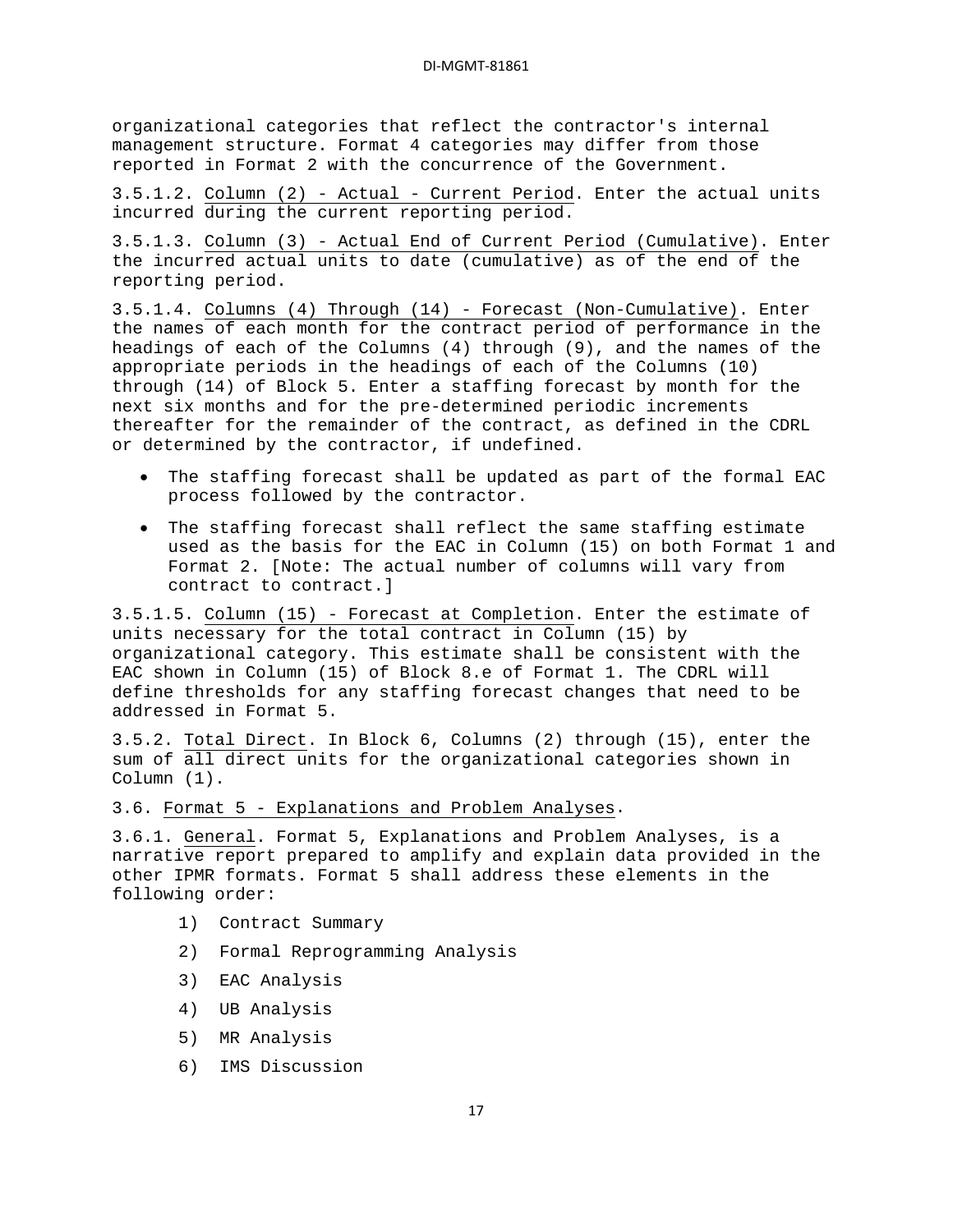organizational categories that reflect the contractor's internal management structure. Format 4 categories may differ from those reported in Format 2 with the concurrence of the Government.

3.5.1.2. Column (2) - Actual - Current Period. Enter the actual units incurred during the current reporting period.

3.5.1.3. Column (3) - Actual End of Current Period (Cumulative). Enter the incurred actual units to date (cumulative) as of the end of the reporting period.

3.5.1.4. Columns (4) Through (14) - Forecast (Non-Cumulative). Enter the names of each month for the contract period of performance in the headings of each of the Columns (4) through (9), and the names of the appropriate periods in the headings of each of the Columns (10) through (14) of Block 5. Enter a staffing forecast by month for the next six months and for the pre-determined periodic increments thereafter for the remainder of the contract, as defined in the CDRL or determined by the contractor, if undefined.

- The staffing forecast shall be updated as part of the formal EAC process followed by the contractor.
- The staffing forecast shall reflect the same staffing estimate used as the basis for the EAC in Column (15) on both Format 1 and Format 2. [Note: The actual number of columns will vary from contract to contract.]

3.5.1.5. Column (15) - Forecast at Completion. Enter the estimate of units necessary for the total contract in Column (15) by organizational category. This estimate shall be consistent with the EAC shown in Column (15) of Block 8.e of Format 1. The CDRL will define thresholds for any staffing forecast changes that need to be addressed in Format 5.

3.5.2. Total Direct. In Block 6, Columns (2) through (15), enter the sum of all direct units for the organizational categories shown in Column (1).

3.6. Format 5 - Explanations and Problem Analyses.

3.6.1. General. Format 5, Explanations and Problem Analyses, is a narrative report prepared to amplify and explain data provided in the other IPMR formats. Format 5 shall address these elements in the following order:

1) Contract Summary
2) Formal Reprogramming Analysis
3) EAC Analysis
4) UB Analysis
5) MR Analysis
6) IMS Discussion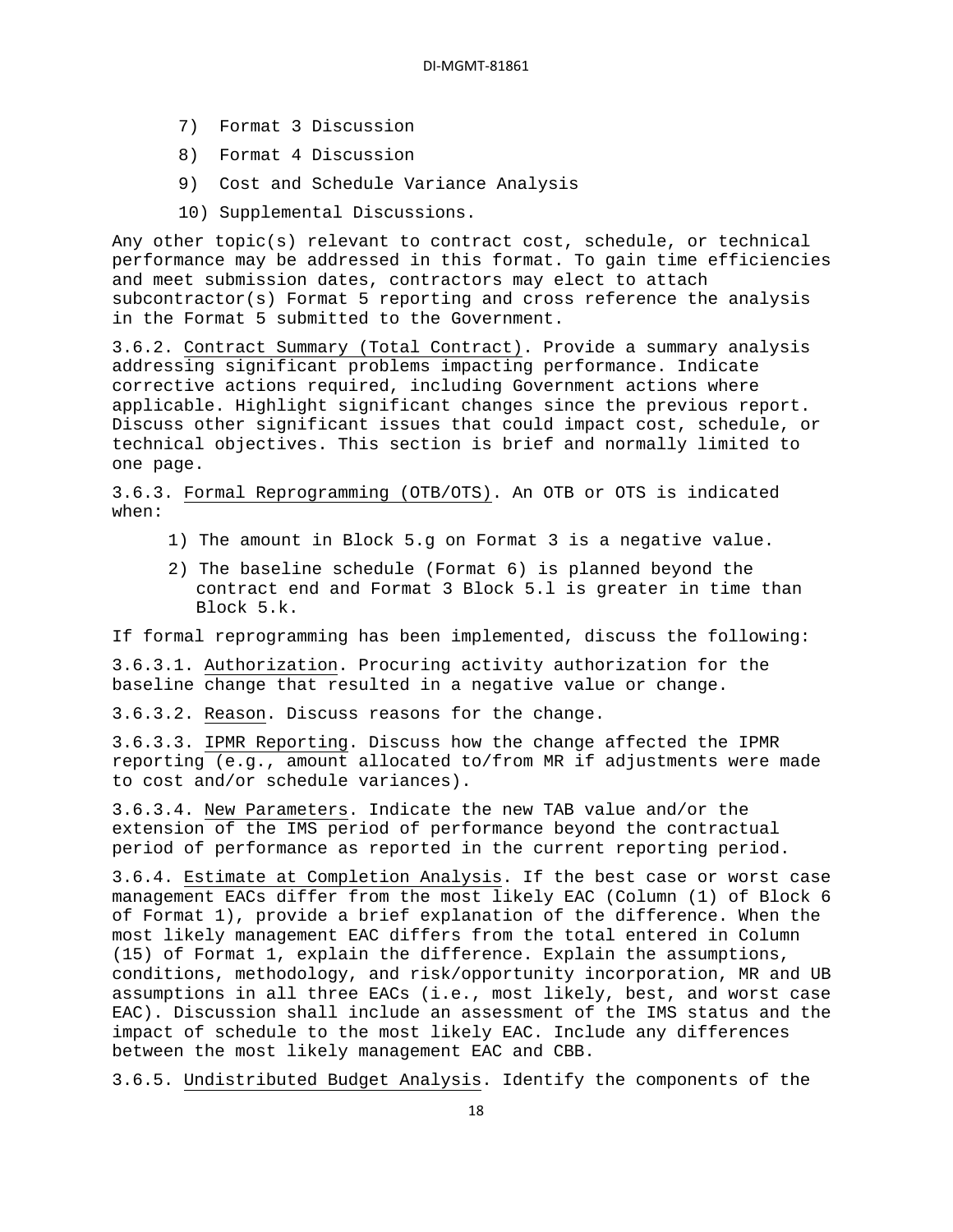7) Format 3 Discussion
8) Format 4 Discussion
9) Cost and Schedule Variance Analysis
10) Supplemental Discussions.

Any other topic(s) relevant to contract cost, schedule, or technical performance may be addressed in this format. To gain time efficiencies and meet submission dates, contractors may elect to attach subcontractor(s) Format 5 reporting and cross reference the analysis in the Format 5 submitted to the Government.

3.6.2. Contract Summary (Total Contract). Provide a summary analysis addressing significant problems impacting performance. Indicate corrective actions required, including Government actions where applicable. Highlight significant changes since the previous report. Discuss other significant issues that could impact cost, schedule, or technical objectives. This section is brief and normally limited to one page.

3.6.3. Formal Reprogramming (OTB/OTS). An OTB or OTS is indicated when:

1) The amount in Block 5.g on Format 3 is a negative value.
2) The baseline schedule (Format 6) is planned beyond the contract end and Format 3 Block 5.l is greater in time than Block 5.k.

If formal reprogramming has been implemented, discuss the following:

3.6.3.1. Authorization. Procuring activity authorization for the baseline change that resulted in a negative value or change.

3.6.3.2. Reason. Discuss reasons for the change.

3.6.3.3. IPMR Reporting. Discuss how the change affected the IPMR reporting (e.g., amount allocated to/from MR if adjustments were made to cost and/or schedule variances).

3.6.3.4. New Parameters. Indicate the new TAB value and/or the extension of the IMS period of performance beyond the contractual period of performance as reported in the current reporting period.

3.6.4. Estimate at Completion Analysis. If the best case or worst case management EACs differ from the most likely EAC (Column (1) of Block 6 of Format 1), provide a brief explanation of the difference. When the most likely management EAC differs from the total entered in Column (15) of Format 1, explain the difference. Explain the assumptions, conditions, methodology, and risk/opportunity incorporation, MR and UB assumptions in all three EACs (i.e., most likely, best, and worst case EAC). Discussion shall include an assessment of the IMS status and the impact of schedule to the most likely EAC. Include any differences between the most likely management EAC and CBB.

3.6.5. Undistributed Budget Analysis. Identify the components of the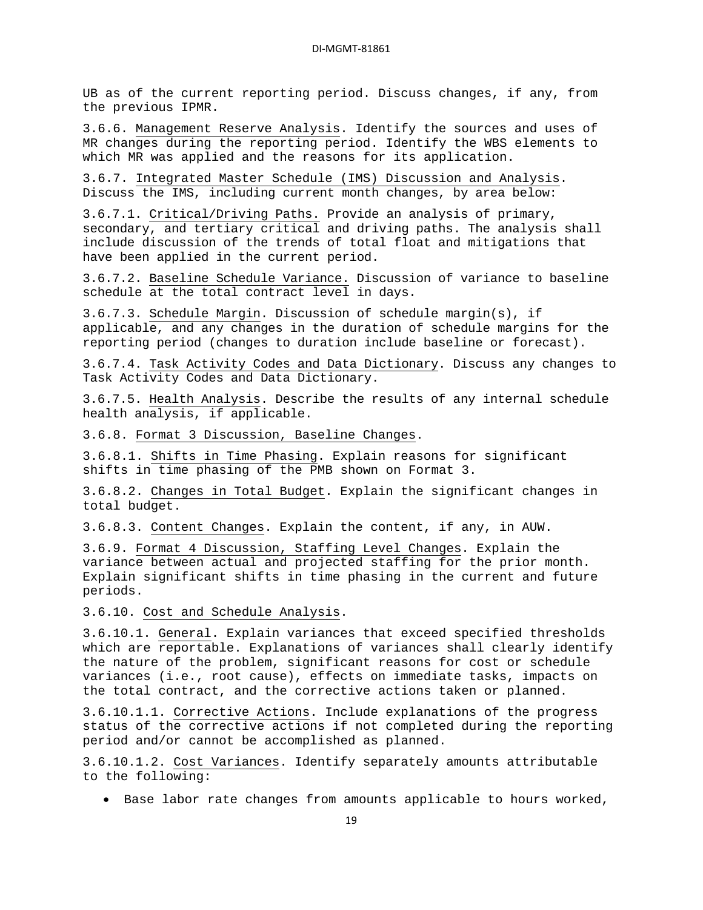UB as of the current reporting period. Discuss changes, if any, from the previous IPMR.

3.6.6. Management Reserve Analysis. Identify the sources and uses of MR changes during the reporting period. Identify the WBS elements to which MR was applied and the reasons for its application.

3.6.7. Integrated Master Schedule (IMS) Discussion and Analysis. Discuss the IMS, including current month changes, by area below:

3.6.7.1. Critical/Driving Paths. Provide an analysis of primary, secondary, and tertiary critical and driving paths. The analysis shall include discussion of the trends of total float and mitigations that have been applied in the current period.

3.6.7.2. Baseline Schedule Variance. Discussion of variance to baseline schedule at the total contract level in days.

3.6.7.3. Schedule Margin. Discussion of schedule margin(s), if applicable, and any changes in the duration of schedule margins for the reporting period (changes to duration include baseline or forecast).

3.6.7.4. Task Activity Codes and Data Dictionary. Discuss any changes to Task Activity Codes and Data Dictionary.

3.6.7.5. Health Analysis. Describe the results of any internal schedule health analysis, if applicable.

3.6.8. Format 3 Discussion, Baseline Changes.

3.6.8.1. Shifts in Time Phasing. Explain reasons for significant shifts in time phasing of the PMB shown on Format 3.

3.6.8.2. Changes in Total Budget. Explain the significant changes in total budget.

3.6.8.3. Content Changes. Explain the content, if any, in AUW.

3.6.9. Format 4 Discussion, Staffing Level Changes. Explain the variance between actual and projected staffing for the prior month. Explain significant shifts in time phasing in the current and future periods.

3.6.10. Cost and Schedule Analysis.

3.6.10.1. General. Explain variances that exceed specified thresholds which are reportable. Explanations of variances shall clearly identify the nature of the problem, significant reasons for cost or schedule variances (i.e., root cause), effects on immediate tasks, impacts on the total contract, and the corrective actions taken or planned.

3.6.10.1.1. Corrective Actions. Include explanations of the progress status of the corrective actions if not completed during the reporting period and/or cannot be accomplished as planned.

3.6.10.1.2. Cost Variances. Identify separately amounts attributable to the following:

- Base labor rate changes from amounts applicable to hours worked,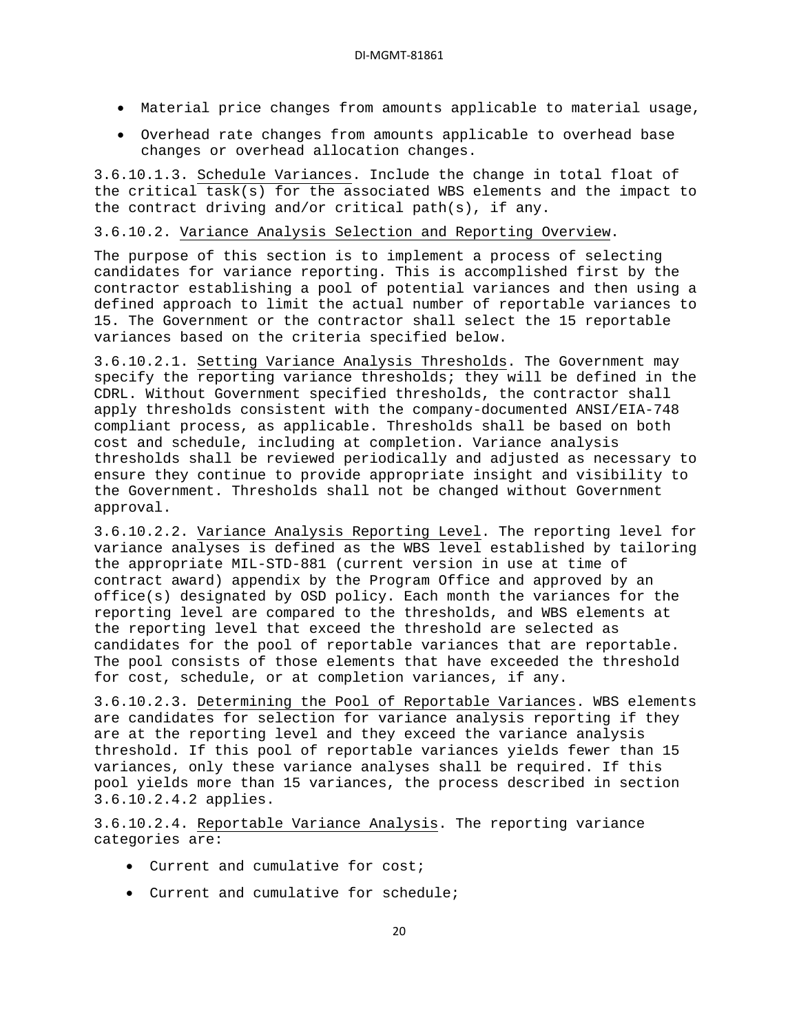- Material price changes from amounts applicable to material usage,
- Overhead rate changes from amounts applicable to overhead base changes or overhead allocation changes.

3.6.10.1.3. <u>Schedule Variances</u>. Include the change in total float of the critical task(s) for the associated WBS elements and the impact to the contract driving and/or critical path(s), if any.

3.6.10.2. <u>Variance Analysis Selection and Reporting Overview</u>.

The purpose of this section is to implement a process of selecting candidates for variance reporting. This is accomplished first by the contractor establishing a pool of potential variances and then using a defined approach to limit the actual number of reportable variances to 15. The Government or the contractor shall select the 15 reportable variances based on the criteria specified below.

3.6.10.2.1. <u>Setting Variance Analysis Thresholds</u>. The Government may specify the reporting variance thresholds; they will be defined in the CDRL. Without Government specified thresholds, the contractor shall apply thresholds consistent with the company-documented ANSI/EIA-748 compliant process, as applicable. Thresholds shall be based on both cost and schedule, including at completion. Variance analysis thresholds shall be reviewed periodically and adjusted as necessary to ensure they continue to provide appropriate insight and visibility to the Government. Thresholds shall not be changed without Government approval.

3.6.10.2.2. <u>Variance Analysis Reporting Level</u>. The reporting level for variance analyses is defined as the WBS level established by tailoring the appropriate MIL-STD-881 (current version in use at time of contract award) appendix by the Program Office and approved by an office(s) designated by OSD policy. Each month the variances for the reporting level are compared to the thresholds, and WBS elements at the reporting level that exceed the threshold are selected as candidates for the pool of reportable variances that are reportable. The pool consists of those elements that have exceeded the threshold for cost, schedule, or at completion variances, if any.

3.6.10.2.3. <u>Determining the Pool of Reportable Variances</u>. WBS elements are candidates for selection for variance analysis reporting if they are at the reporting level and they exceed the variance analysis threshold. If this pool of reportable variances yields fewer than 15 variances, only these variance analyses shall be required. If this pool yields more than 15 variances, the process described in section 3.6.10.2.4.2 applies.

3.6.10.2.4. <u>Reportable Variance Analysis</u>. The reporting variance categories are:

- Current and cumulative for cost;
- Current and cumulative for schedule;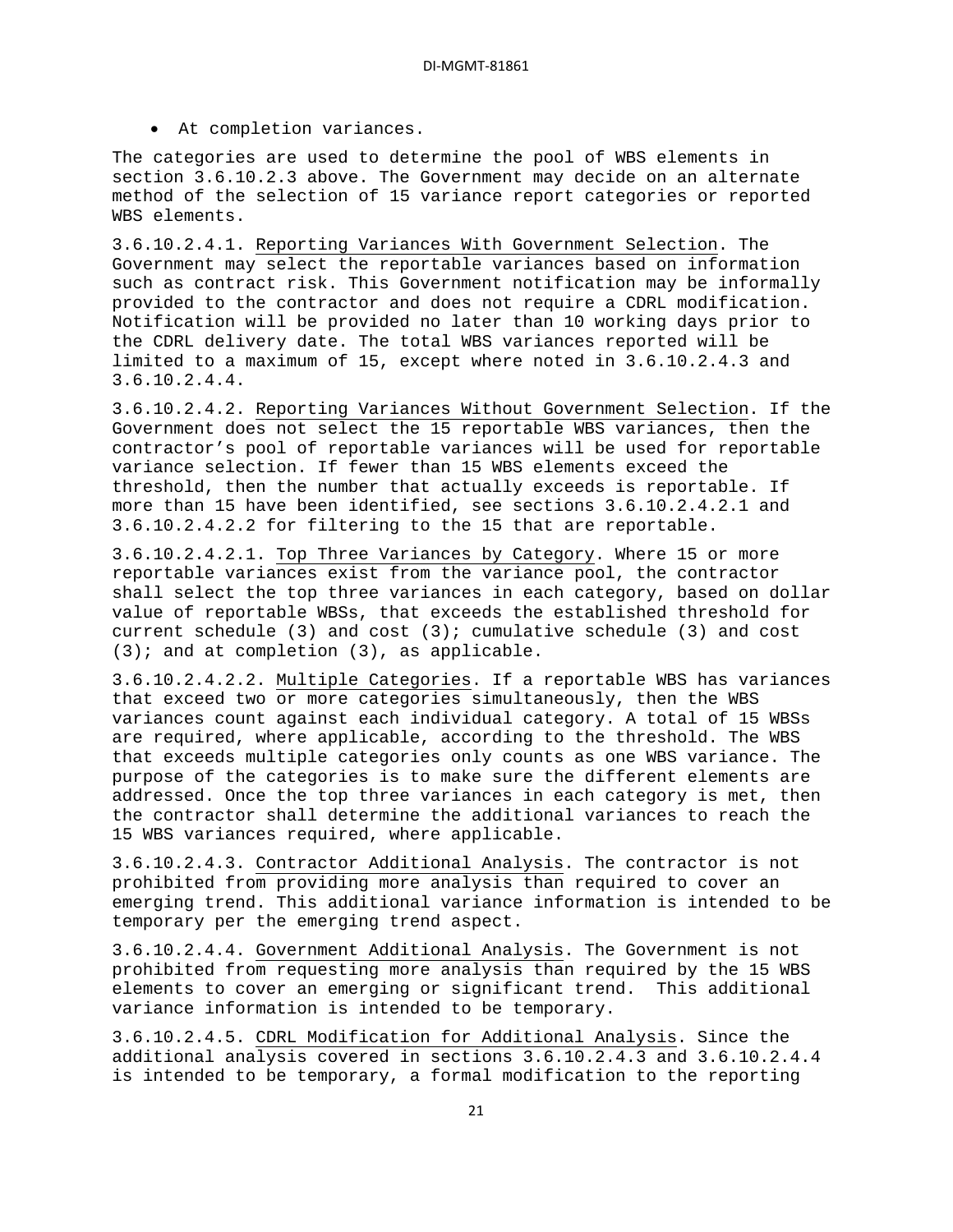- At completion variances.

The categories are used to determine the pool of WBS elements in section 3.6.10.2.3 above. The Government may decide on an alternate method of the selection of 15 variance report categories or reported WBS elements.

3.6.10.2.4.1. Reporting Variances With Government Selection. The Government may select the reportable variances based on information such as contract risk. This Government notification may be informally provided to the contractor and does not require a CDRL modification. Notification will be provided no later than 10 working days prior to the CDRL delivery date. The total WBS variances reported will be limited to a maximum of 15, except where noted in 3.6.10.2.4.3 and 3.6.10.2.4.4.

3.6.10.2.4.2. Reporting Variances Without Government Selection. If the Government does not select the 15 reportable WBS variances, then the contractor's pool of reportable variances will be used for reportable variance selection. If fewer than 15 WBS elements exceed the threshold, then the number that actually exceeds is reportable. If more than 15 have been identified, see sections 3.6.10.2.4.2.1 and 3.6.10.2.4.2.2 for filtering to the 15 that are reportable.

3.6.10.2.4.2.1. Top Three Variances by Category. Where 15 or more reportable variances exist from the variance pool, the contractor shall select the top three variances in each category, based on dollar value of reportable WBSs, that exceeds the established threshold for current schedule (3) and cost (3); cumulative schedule (3) and cost (3); and at completion (3), as applicable.

3.6.10.2.4.2.2. Multiple Categories. If a reportable WBS has variances that exceed two or more categories simultaneously, then the WBS variances count against each individual category. A total of 15 WBSs are required, where applicable, according to the threshold. The WBS that exceeds multiple categories only counts as one WBS variance. The purpose of the categories is to make sure the different elements are addressed. Once the top three variances in each category is met, then the contractor shall determine the additional variances to reach the 15 WBS variances required, where applicable.

3.6.10.2.4.3. Contractor Additional Analysis. The contractor is not prohibited from providing more analysis than required to cover an emerging trend. This additional variance information is intended to be temporary per the emerging trend aspect.

3.6.10.2.4.4. Government Additional Analysis. The Government is not prohibited from requesting more analysis than required by the 15 WBS elements to cover an emerging or significant trend. This additional variance information is intended to be temporary.

3.6.10.2.4.5. CDRL Modification for Additional Analysis. Since the additional analysis covered in sections 3.6.10.2.4.3 and 3.6.10.2.4.4 is intended to be temporary, a formal modification to the reporting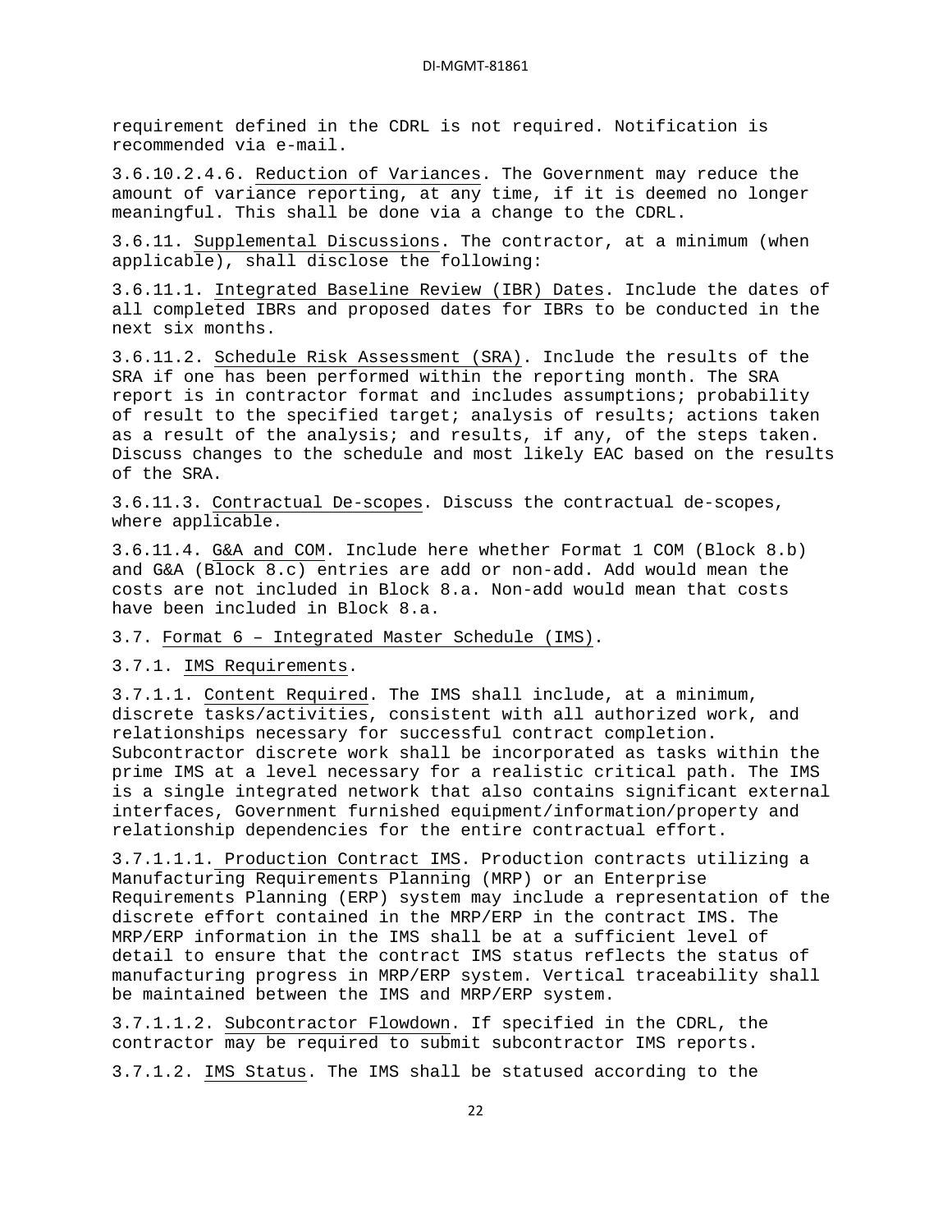requirement defined in the CDRL is not required. Notification is recommended via e-mail.

3.6.10.2.4.6. Reduction of Variances. The Government may reduce the amount of variance reporting, at any time, if it is deemed no longer meaningful. This shall be done via a change to the CDRL.

3.6.11. Supplemental Discussions. The contractor, at a minimum (when applicable), shall disclose the following:

3.6.11.1. Integrated Baseline Review (IBR) Dates. Include the dates of all completed IBRs and proposed dates for IBRs to be conducted in the next six months.

3.6.11.2. Schedule Risk Assessment (SRA). Include the results of the SRA if one has been performed within the reporting month. The SRA report is in contractor format and includes assumptions; probability of result to the specified target; analysis of results; actions taken as a result of the analysis; and results, if any, of the steps taken. Discuss changes to the schedule and most likely EAC based on the results of the SRA.

3.6.11.3. Contractual De-scopes. Discuss the contractual de-scopes, where applicable.

3.6.11.4. G&A and COM. Include here whether Format 1 COM (Block 8.b) and G&A (Block 8.c) entries are add or non-add. Add would mean the costs are not included in Block 8.a. Non-add would mean that costs have been included in Block 8.a.

3.7. Format 6 – Integrated Master Schedule (IMS).

3.7.1. IMS Requirements.

3.7.1.1. Content Required. The IMS shall include, at a minimum, discrete tasks/activities, consistent with all authorized work, and relationships necessary for successful contract completion. Subcontractor discrete work shall be incorporated as tasks within the prime IMS at a level necessary for a realistic critical path. The IMS is a single integrated network that also contains significant external interfaces, Government furnished equipment/information/property and relationship dependencies for the entire contractual effort.

3.7.1.1.1. Production Contract IMS. Production contracts utilizing a Manufacturing Requirements Planning (MRP) or an Enterprise Requirements Planning (ERP) system may include a representation of the discrete effort contained in the MRP/ERP in the contract IMS. The MRP/ERP information in the IMS shall be at a sufficient level of detail to ensure that the contract IMS status reflects the status of manufacturing progress in MRP/ERP system. Vertical traceability shall be maintained between the IMS and MRP/ERP system.

3.7.1.1.2. Subcontractor Flowdown. If specified in the CDRL, the contractor may be required to submit subcontractor IMS reports.

3.7.1.2. IMS Status. The IMS shall be statused according to the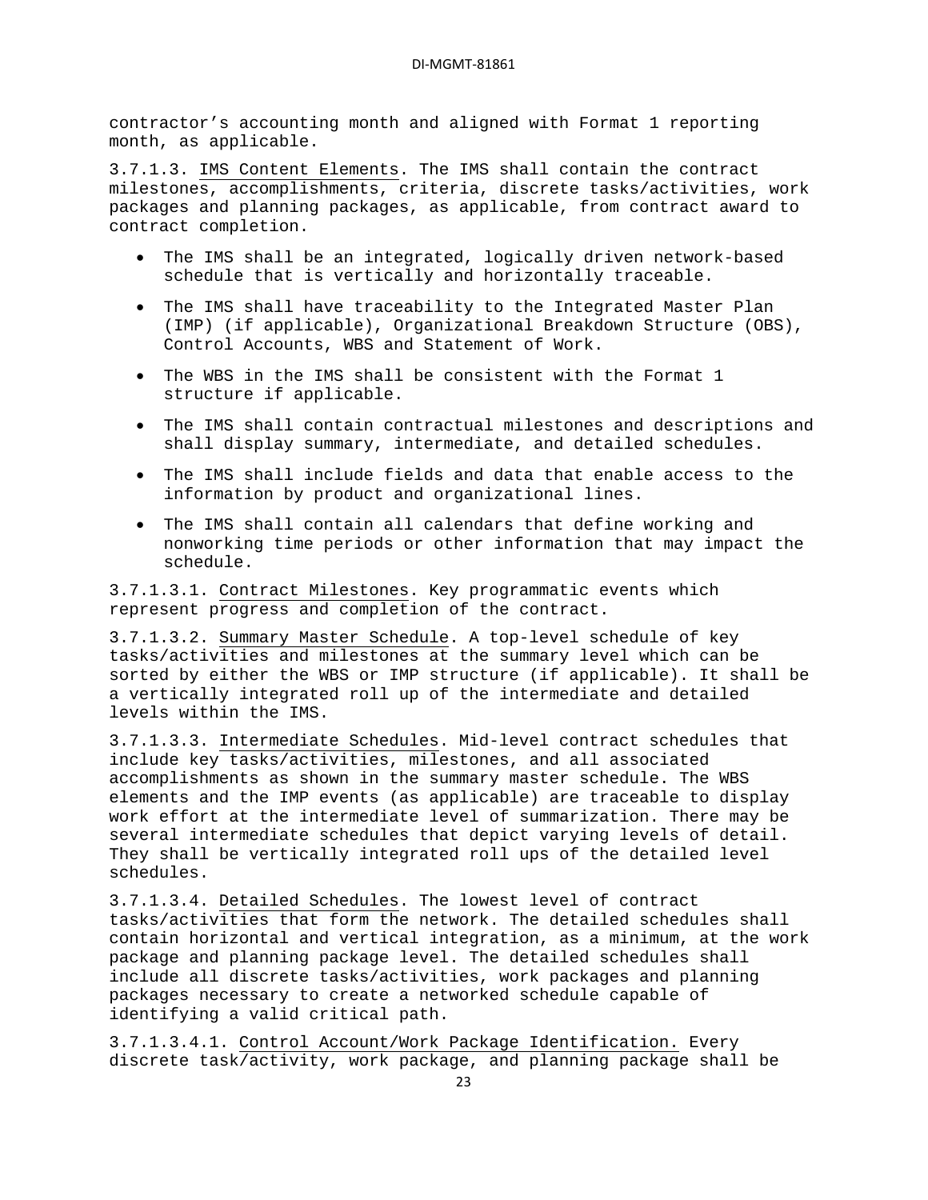contractor’s accounting month and aligned with Format 1 reporting month, as applicable.

3.7.1.3. IMS Content Elements. The IMS shall contain the contract milestones, accomplishments, criteria, discrete tasks/activities, work packages and planning packages, as applicable, from contract award to contract completion.

- The IMS shall be an integrated, logically driven network-based schedule that is vertically and horizontally traceable.
- The IMS shall have traceability to the Integrated Master Plan (IMP) (if applicable), Organizational Breakdown Structure (OBS), Control Accounts, WBS and Statement of Work.
- The WBS in the IMS shall be consistent with the Format 1 structure if applicable.
- The IMS shall contain contractual milestones and descriptions and shall display summary, intermediate, and detailed schedules.
- The IMS shall include fields and data that enable access to the information by product and organizational lines.
- The IMS shall contain all calendars that define working and nonworking time periods or other information that may impact the schedule.

3.7.1.3.1. Contract Milestones. Key programmatic events which represent progress and completion of the contract.

3.7.1.3.2. Summary Master Schedule. A top-level schedule of key tasks/activities and milestones at the summary level which can be sorted by either the WBS or IMP structure (if applicable). It shall be a vertically integrated roll up of the intermediate and detailed levels within the IMS.

3.7.1.3.3. Intermediate Schedules. Mid-level contract schedules that include key tasks/activities, milestones, and all associated accomplishments as shown in the summary master schedule. The WBS elements and the IMP events (as applicable) are traceable to display work effort at the intermediate level of summarization. There may be several intermediate schedules that depict varying levels of detail. They shall be vertically integrated roll ups of the detailed level schedules.

3.7.1.3.4. Detailed Schedules. The lowest level of contract tasks/activities that form the network. The detailed schedules shall contain horizontal and vertical integration, as a minimum, at the work package and planning package level. The detailed schedules shall include all discrete tasks/activities, work packages and planning packages necessary to create a networked schedule capable of identifying a valid critical path.

3.7.1.3.4.1. Control Account/Work Package Identification. Every discrete task/activity, work package, and planning package shall be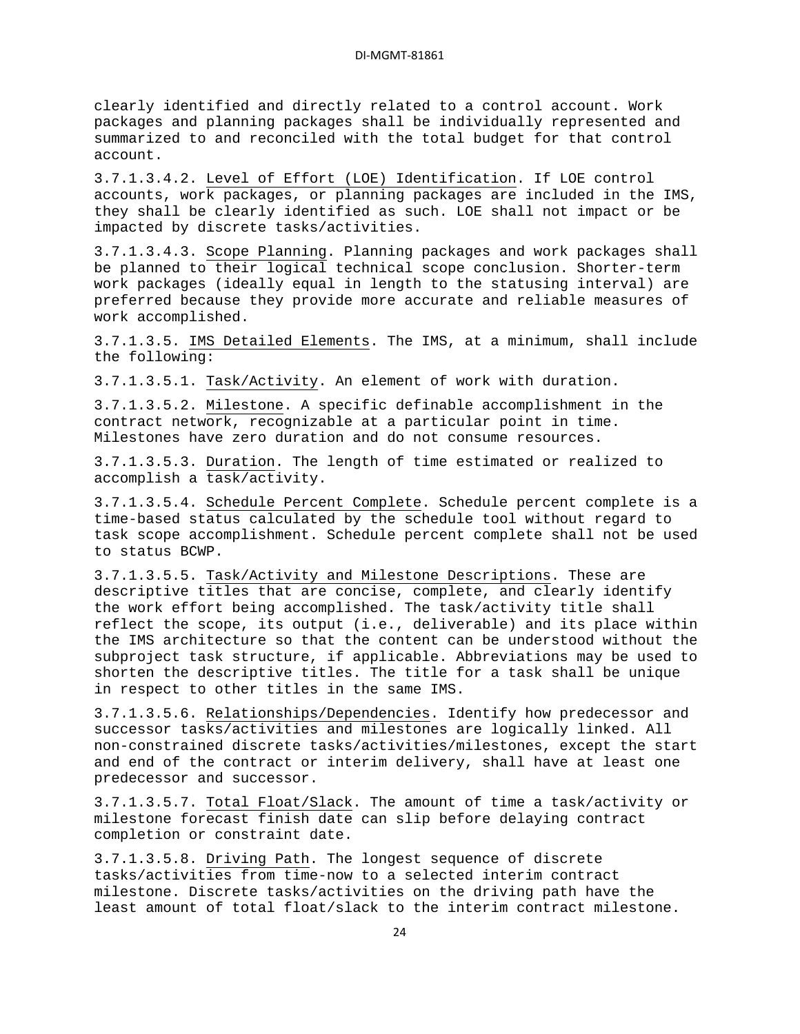clearly identified and directly related to a control account. Work packages and planning packages shall be individually represented and summarized to and reconciled with the total budget for that control account.

3.7.1.3.4.2. Level of Effort (LOE) Identification. If LOE control accounts, work packages, or planning packages are included in the IMS, they shall be clearly identified as such. LOE shall not impact or be impacted by discrete tasks/activities.

3.7.1.3.4.3. Scope Planning. Planning packages and work packages shall be planned to their logical technical scope conclusion. Shorter-term work packages (ideally equal in length to the statusing interval) are preferred because they provide more accurate and reliable measures of work accomplished.

3.7.1.3.5. IMS Detailed Elements. The IMS, at a minimum, shall include the following:

3.7.1.3.5.1. Task/Activity. An element of work with duration.

3.7.1.3.5.2. Milestone. A specific definable accomplishment in the contract network, recognizable at a particular point in time. Milestones have zero duration and do not consume resources.

3.7.1.3.5.3. Duration. The length of time estimated or realized to accomplish a task/activity.

3.7.1.3.5.4. Schedule Percent Complete. Schedule percent complete is a time-based status calculated by the schedule tool without regard to task scope accomplishment. Schedule percent complete shall not be used to status BCWP.

3.7.1.3.5.5. Task/Activity and Milestone Descriptions. These are descriptive titles that are concise, complete, and clearly identify the work effort being accomplished. The task/activity title shall reflect the scope, its output (i.e., deliverable) and its place within the IMS architecture so that the content can be understood without the subproject task structure, if applicable. Abbreviations may be used to shorten the descriptive titles. The title for a task shall be unique in respect to other titles in the same IMS.

3.7.1.3.5.6. Relationships/Dependencies. Identify how predecessor and successor tasks/activities and milestones are logically linked. All non-constrained discrete tasks/activities/milestones, except the start and end of the contract or interim delivery, shall have at least one predecessor and successor.

3.7.1.3.5.7. Total Float/Slack. The amount of time a task/activity or milestone forecast finish date can slip before delaying contract completion or constraint date.

3.7.1.3.5.8. Driving Path. The longest sequence of discrete tasks/activities from time-now to a selected interim contract milestone. Discrete tasks/activities on the driving path have the least amount of total float/slack to the interim contract milestone.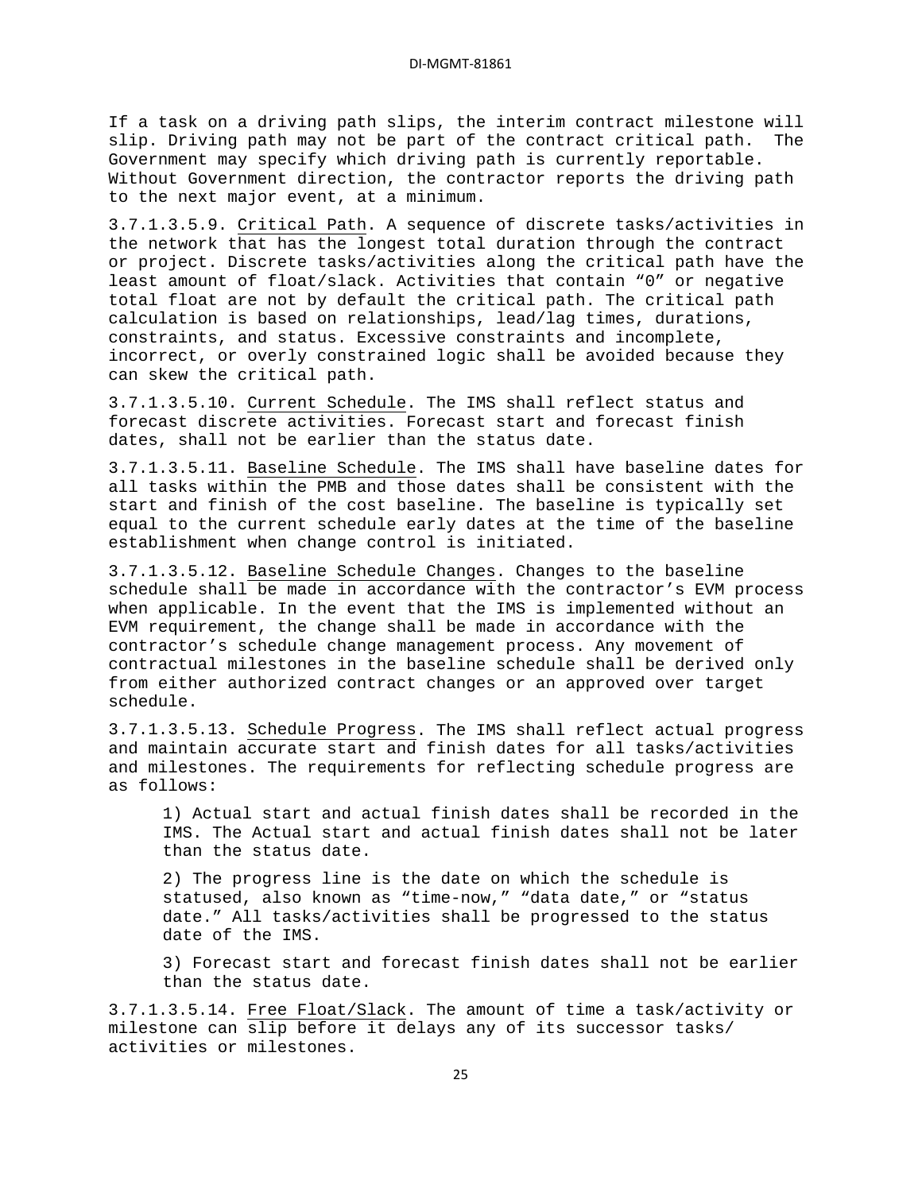If a task on a driving path slips, the interim contract milestone will slip. Driving path may not be part of the contract critical path. The Government may specify which driving path is currently reportable. Without Government direction, the contractor reports the driving path to the next major event, at a minimum.

3.7.1.3.5.9. Critical Path. A sequence of discrete tasks/activities in the network that has the longest total duration through the contract or project. Discrete tasks/activities along the critical path have the least amount of float/slack. Activities that contain "0" or negative total float are not by default the critical path. The critical path calculation is based on relationships, lead/lag times, durations, constraints, and status. Excessive constraints and incomplete, incorrect, or overly constrained logic shall be avoided because they can skew the critical path.

3.7.1.3.5.10. Current Schedule. The IMS shall reflect status and forecast discrete activities. Forecast start and forecast finish dates, shall not be earlier than the status date.

3.7.1.3.5.11. Baseline Schedule. The IMS shall have baseline dates for all tasks within the PMB and those dates shall be consistent with the start and finish of the cost baseline. The baseline is typically set equal to the current schedule early dates at the time of the baseline establishment when change control is initiated.

3.7.1.3.5.12. Baseline Schedule Changes. Changes to the baseline schedule shall be made in accordance with the contractor's EVM process when applicable. In the event that the IMS is implemented without an EVM requirement, the change shall be made in accordance with the contractor's schedule change management process. Any movement of contractual milestones in the baseline schedule shall be derived only from either authorized contract changes or an approved over target schedule.

3.7.1.3.5.13. Schedule Progress. The IMS shall reflect actual progress and maintain accurate start and finish dates for all tasks/activities and milestones. The requirements for reflecting schedule progress are as follows:

1) Actual start and actual finish dates shall be recorded in the IMS. The Actual start and actual finish dates shall not be later than the status date.

2) The progress line is the date on which the schedule is statused, also known as "time-now," "data date," or "status date." All tasks/activities shall be progressed to the status date of the IMS.

3) Forecast start and forecast finish dates shall not be earlier than the status date.

3.7.1.3.5.14. Free Float/Slack. The amount of time a task/activity or milestone can slip before it delays any of its successor tasks/ activities or milestones.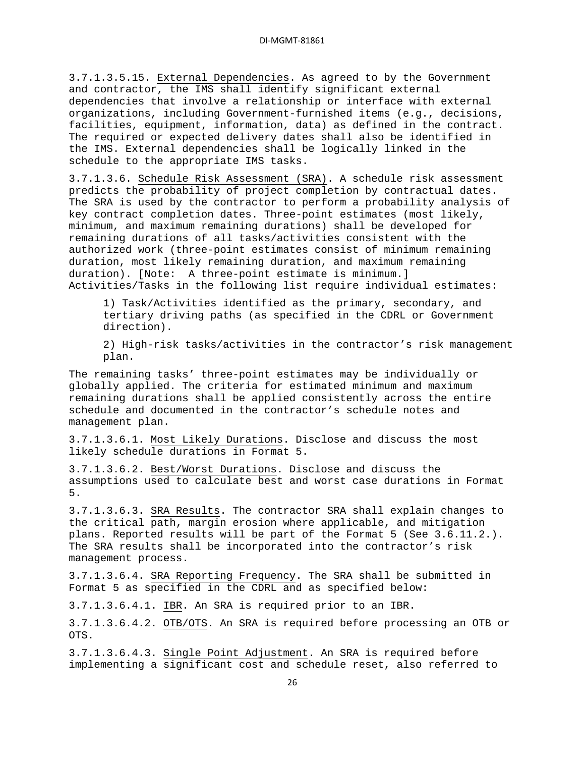3.7.1.3.5.15. <u>External Dependencies</u>. As agreed to by the Government and contractor, the IMS shall identify significant external dependencies that involve a relationship or interface with external organizations, including Government-furnished items (e.g., decisions, facilities, equipment, information, data) as defined in the contract. The required or expected delivery dates shall also be identified in the IMS. External dependencies shall be logically linked in the schedule to the appropriate IMS tasks.

3.7.1.3.6. <u>Schedule Risk Assessment (SRA)</u>. A schedule risk assessment predicts the probability of project completion by contractual dates. The SRA is used by the contractor to perform a probability analysis of key contract completion dates. Three-point estimates (most likely, minimum, and maximum remaining durations) shall be developed for remaining durations of all tasks/activities consistent with the authorized work (three-point estimates consist of minimum remaining duration, most likely remaining duration, and maximum remaining duration). [Note: A three-point estimate is minimum.] Activities/Tasks in the following list require individual estimates:

1) Task/Activities identified as the primary, secondary, and tertiary driving paths (as specified in the CDRL or Government direction).

2) High-risk tasks/activities in the contractor's risk management plan.

The remaining tasks' three-point estimates may be individually or globally applied. The criteria for estimated minimum and maximum remaining durations shall be applied consistently across the entire schedule and documented in the contractor's schedule notes and management plan.

3.7.1.3.6.1. <u>Most Likely Durations</u>. Disclose and discuss the most likely schedule durations in Format 5.

3.7.1.3.6.2. <u>Best/Worst Durations</u>. Disclose and discuss the assumptions used to calculate best and worst case durations in Format 5.

3.7.1.3.6.3. <u>SRA Results</u>. The contractor SRA shall explain changes to the critical path, margin erosion where applicable, and mitigation plans. Reported results will be part of the Format 5 (See 3.6.11.2.). The SRA results shall be incorporated into the contractor's risk management process.

3.7.1.3.6.4. <u>SRA Reporting Frequency</u>. The SRA shall be submitted in Format 5 as specified in the CDRL and as specified below:

3.7.1.3.6.4.1. <u>IBR</u>. An SRA is required prior to an IBR.

3.7.1.3.6.4.2. <u>OTB/OTS</u>. An SRA is required before processing an OTB or OTS.

3.7.1.3.6.4.3. <u>Single Point Adjustment</u>. An SRA is required before implementing a significant cost and schedule reset, also referred to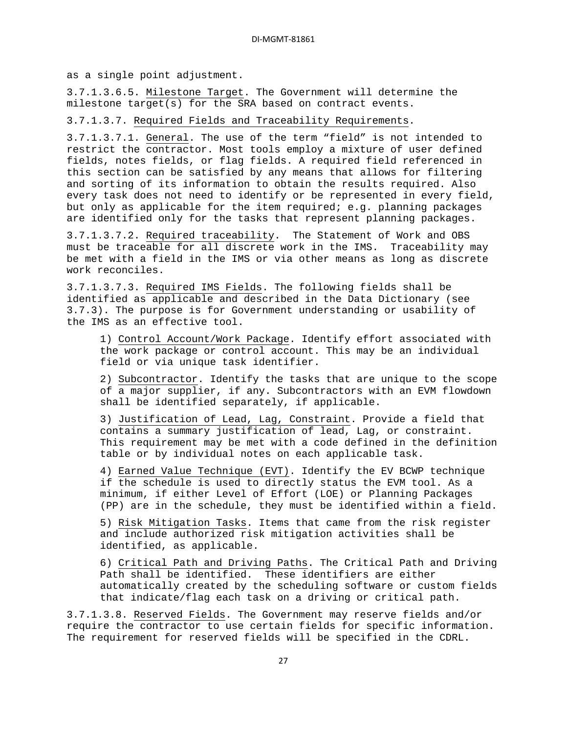as a single point adjustment.

3.7.1.3.6.5. Milestone Target. The Government will determine the milestone target(s) for the SRA based on contract events.

3.7.1.3.7. Required Fields and Traceability Requirements.

3.7.1.3.7.1. General. The use of the term “field” is not intended to restrict the contractor. Most tools employ a mixture of user defined fields, notes fields, or flag fields. A required field referenced in this section can be satisfied by any means that allows for filtering and sorting of its information to obtain the results required. Also every task does not need to identify or be represented in every field, but only as applicable for the item required; e.g. planning packages are identified only for the tasks that represent planning packages.

3.7.1.3.7.2. Required traceability. The Statement of Work and OBS must be traceable for all discrete work in the IMS. Traceability may be met with a field in the IMS or via other means as long as discrete work reconciles.

3.7.1.3.7.3. Required IMS Fields. The following fields shall be identified as applicable and described in the Data Dictionary (see 3.7.3). The purpose is for Government understanding or usability of the IMS as an effective tool.

1) Control Account/Work Package. Identify effort associated with the work package or control account. This may be an individual field or via unique task identifier.

2) Subcontractor. Identify the tasks that are unique to the scope of a major supplier, if any. Subcontractors with an EVM flowdown shall be identified separately, if applicable.

3) Justification of Lead, Lag, Constraint. Provide a field that contains a summary justification of lead, Lag, or constraint. This requirement may be met with a code defined in the definition table or by individual notes on each applicable task.

4) Earned Value Technique (EVT). Identify the EV BCWP technique if the schedule is used to directly status the EVM tool. As a minimum, if either Level of Effort (LOE) or Planning Packages (PP) are in the schedule, they must be identified within a field.

5) Risk Mitigation Tasks. Items that came from the risk register and include authorized risk mitigation activities shall be identified, as applicable.

6) Critical Path and Driving Paths. The Critical Path and Driving Path shall be identified. These identifiers are either automatically created by the scheduling software or custom fields that indicate/flag each task on a driving or critical path.

3.7.1.3.8. Reserved Fields. The Government may reserve fields and/or require the contractor to use certain fields for specific information. The requirement for reserved fields will be specified in the CDRL.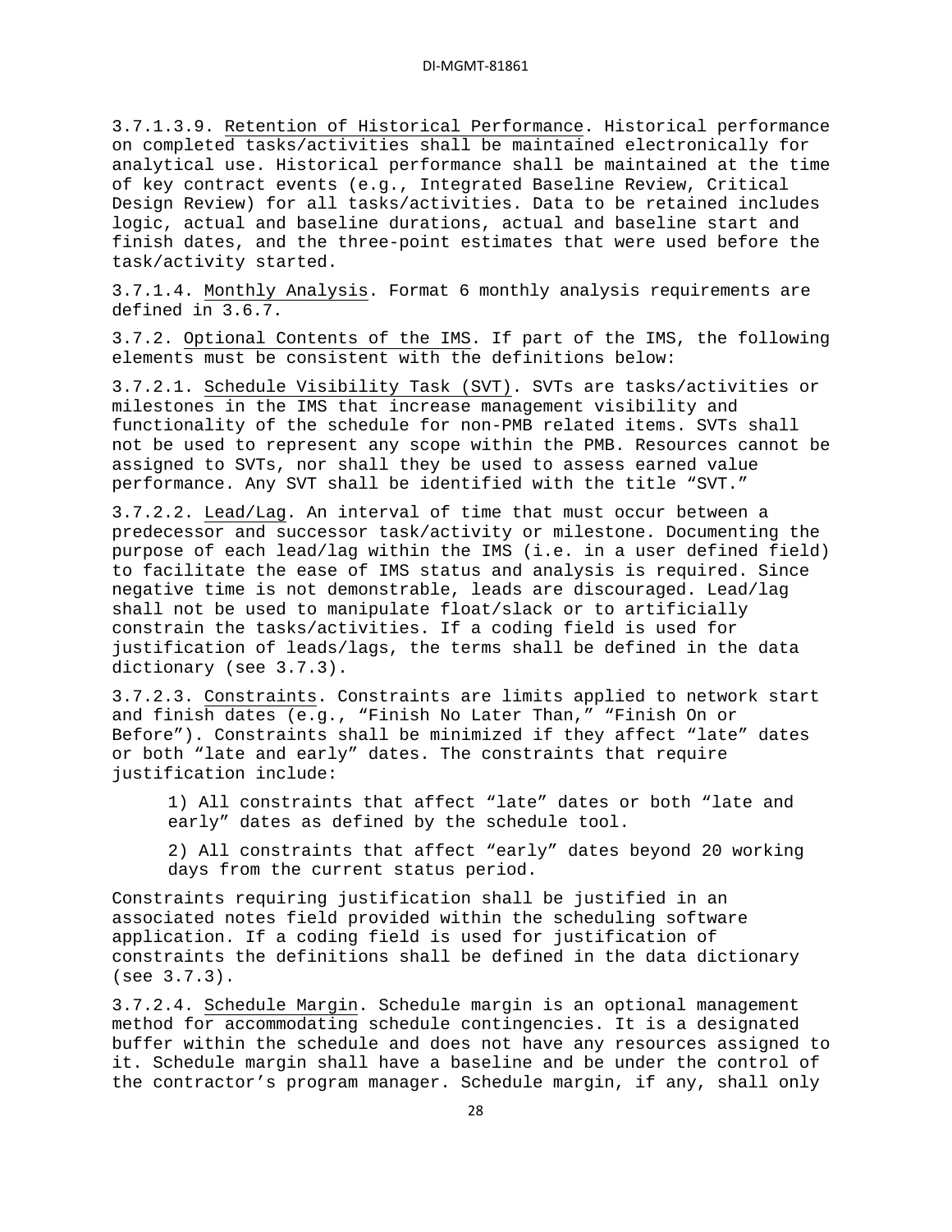3.7.1.3.9. Retention of Historical Performance. Historical performance on completed tasks/activities shall be maintained electronically for analytical use. Historical performance shall be maintained at the time of key contract events (e.g., Integrated Baseline Review, Critical Design Review) for all tasks/activities. Data to be retained includes logic, actual and baseline durations, actual and baseline start and finish dates, and the three-point estimates that were used before the task/activity started.

3.7.1.4. Monthly Analysis. Format 6 monthly analysis requirements are defined in 3.6.7.

3.7.2. Optional Contents of the IMS. If part of the IMS, the following elements must be consistent with the definitions below:

3.7.2.1. Schedule Visibility Task (SVT). SVTs are tasks/activities or milestones in the IMS that increase management visibility and functionality of the schedule for non-PMB related items. SVTs shall not be used to represent any scope within the PMB. Resources cannot be assigned to SVTs, nor shall they be used to assess earned value performance. Any SVT shall be identified with the title “SVT.”

3.7.2.2. Lead/Lag. An interval of time that must occur between a predecessor and successor task/activity or milestone. Documenting the purpose of each lead/lag within the IMS (i.e. in a user defined field) to facilitate the ease of IMS status and analysis is required. Since negative time is not demonstrable, leads are discouraged. Lead/lag shall not be used to manipulate float/slack or to artificially constrain the tasks/activities. If a coding field is used for justification of leads/lags, the terms shall be defined in the data dictionary (see 3.7.3).

3.7.2.3. Constraints. Constraints are limits applied to network start and finish dates (e.g., “Finish No Later Than,” “Finish On or Before”). Constraints shall be minimized if they affect “late” dates or both “late and early” dates. The constraints that require justification include:

1) All constraints that affect “late” dates or both “late and early” dates as defined by the schedule tool.

2) All constraints that affect “early” dates beyond 20 working days from the current status period.

Constraints requiring justification shall be justified in an associated notes field provided within the scheduling software application. If a coding field is used for justification of constraints the definitions shall be defined in the data dictionary (see 3.7.3).

3.7.2.4. Schedule Margin. Schedule margin is an optional management method for accommodating schedule contingencies. It is a designated buffer within the schedule and does not have any resources assigned to it. Schedule margin shall have a baseline and be under the control of the contractor’s program manager. Schedule margin, if any, shall only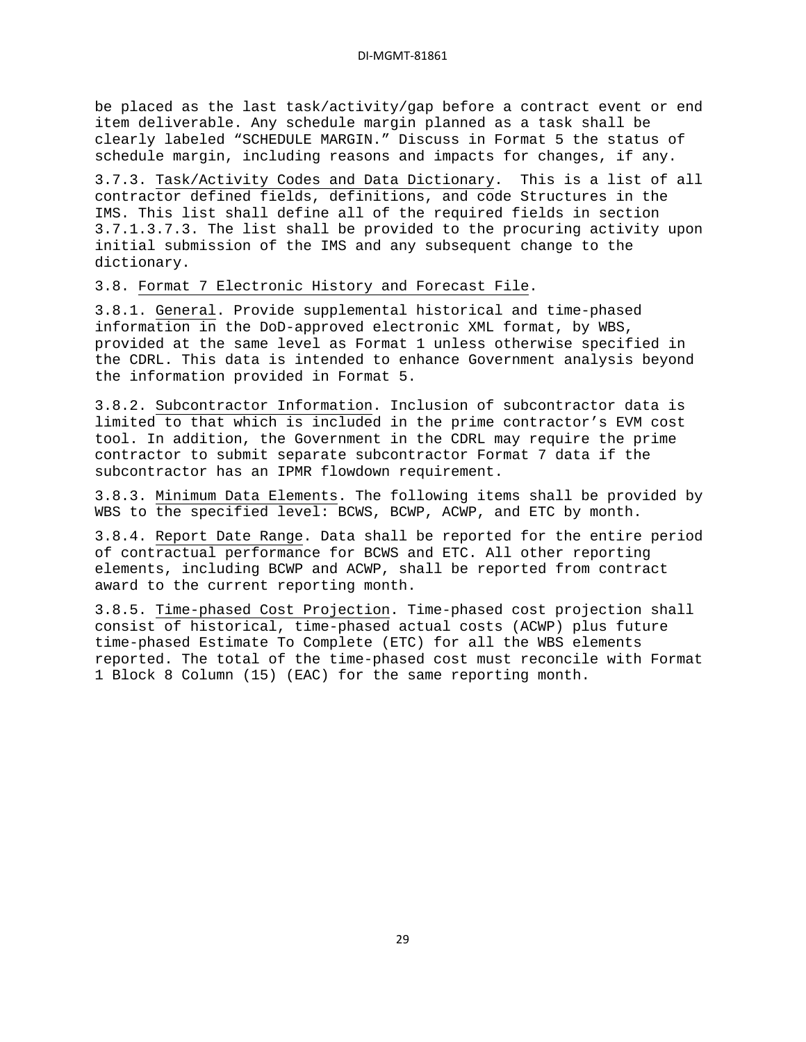be placed as the last task/activity/gap before a contract event or end item deliverable. Any schedule margin planned as a task shall be clearly labeled “SCHEDULE MARGIN.” Discuss in Format 5 the status of schedule margin, including reasons and impacts for changes, if any.

3.7.3. Task/Activity Codes and Data Dictionary. This is a list of all contractor defined fields, definitions, and code Structures in the IMS. This list shall define all of the required fields in section 3.7.1.3.7.3. The list shall be provided to the procuring activity upon initial submission of the IMS and any subsequent change to the dictionary.

3.8. Format 7 Electronic History and Forecast File.

3.8.1. General. Provide supplemental historical and time-phased information in the DoD-approved electronic XML format, by WBS, provided at the same level as Format 1 unless otherwise specified in the CDRL. This data is intended to enhance Government analysis beyond the information provided in Format 5.

3.8.2. Subcontractor Information. Inclusion of subcontractor data is limited to that which is included in the prime contractor’s EVM cost tool. In addition, the Government in the CDRL may require the prime contractor to submit separate subcontractor Format 7 data if the subcontractor has an IPMR flowdown requirement.

3.8.3. Minimum Data Elements. The following items shall be provided by WBS to the specified level: BCWS, BCWP, ACWP, and ETC by month.

3.8.4. Report Date Range. Data shall be reported for the entire period of contractual performance for BCWS and ETC. All other reporting elements, including BCWP and ACWP, shall be reported from contract award to the current reporting month.

3.8.5. Time-phased Cost Projection. Time-phased cost projection shall consist of historical, time-phased actual costs (ACWP) plus future time-phased Estimate To Complete (ETC) for all the WBS elements reported. The total of the time-phased cost must reconcile with Format 1 Block 8 Column (15) (EAC) for the same reporting month.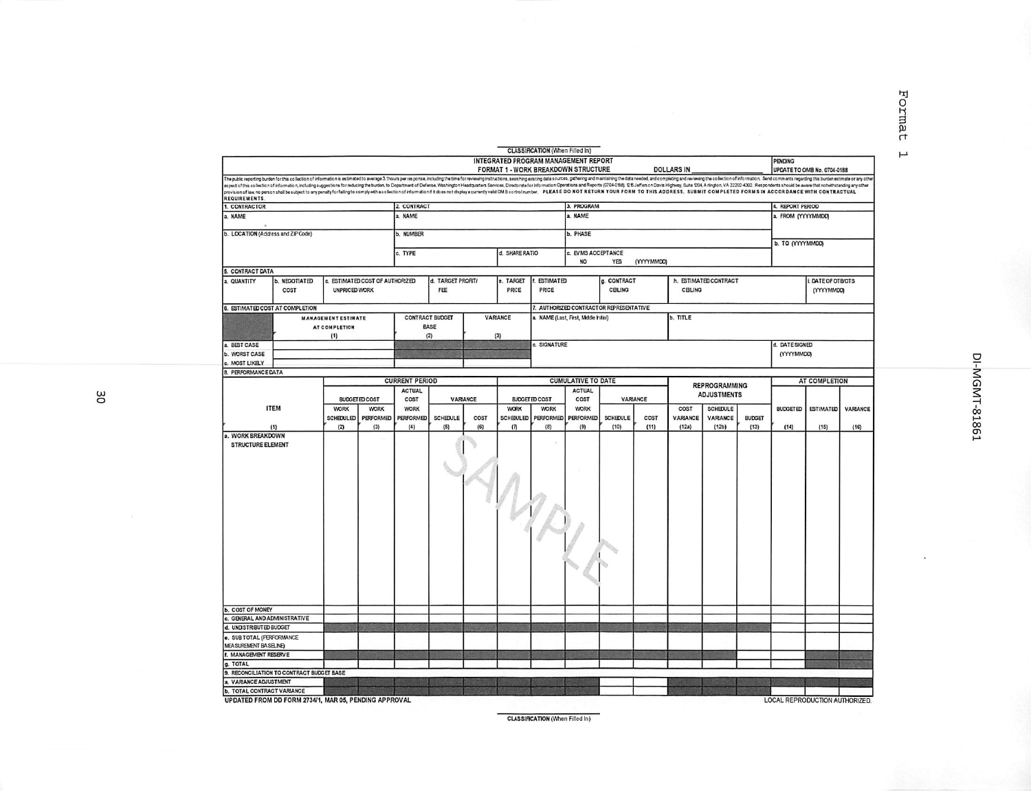Format 1

DI-MGMT-81861

CLASSIFICATION (When Filled In)

# INTEGRATED PROGRAM MANAGEMENT REPORT
## FORMAT 1 - WORK BREAKDOWN STRUCTURE

DOLLARS IN ______

PENDING
UPDATE TO OMB No. 0704-0188

The public reporting burden for this collection of information is estimated to average 3.1 hours per response, including the time for reviewing instructions, searching existing data sources, gathering and maintaining the data needed, and completing and reviewing the collection of information. Send comments regarding this burden estimate or any other aspect of this collection of information, including suggestions for reducing the burden, to Department of Defense, Washington Headquarters Services, Directorate for Information Operations and Reports (0704-0188), 1215 Jefferson Davis Highway, Suite 1204, Arlington, VA 22202-4302. Respondents should be aware that notwithstanding any other provision of law, no person shall be subject to any penalty for failing to comply with a collection of information if it does not display a currently valid OMB control number. PLEASE DO NOT RETURN YOUR FORM TO THIS ADDRESS. SUBMIT COMPLETED FORMS IN ACCORDANCE WITH CONTRACTUAL REQUIREMENTS.

| 1. CONTRACTOR | 2. CONTRACT | | 3. PROGRAM | 4. REPORT PERIOD |
|---|---|---|---|---|
| a. NAME | a. NAME | | a. NAME | a. FROM (YYYYMMDD) |
| b. LOCATION (Address and ZIP Code) | b. NUMBER | | b. PHASE | b. TO (YYYYMMDD) |
| | c. TYPE | d. SHARE RATIO | c. EVMS ACCEPTANCE NO YES (YYYYMMDD) | |

**5. CONTRACT DATA**

| a. QUANTITY | b. NEGOTIATED COST | c. ESTIMATED COST OF AUTHORIZED UNPRICED WORK | d. TARGET PROFIT/ FEE | e. TARGET PRICE | f. ESTIMATED PRICE | g. CONTRACT CEILING | h. ESTIMATED CONTRACT CEILING | i. DATE OF OTB/OTS (YYYYMMDD) |
|---|---|---|---|---|---|---|---|---|
| | | | | | | | | |

| 6. ESTIMATED COST AT COMPLETION | MANAGEMENT ESTIMATE AT COMPLETION (1) | CONTRACT BUDGET BASE (2) | VARIANCE (3) |
|---|---|---|---|
| a. BEST CASE | | | |
| b. WORST CASE | | | |
| c. MOST LIKELY | | | |

| 7. AUTHORIZED CONTRACTOR REPRESENTATIVE | | |
|---|---|---|
| a. NAME (Last, First, Middle Initial) | b. TITLE | |
| c. SIGNATURE | | d. DATE SIGNED (YYYYMMDD) |

**8. PERFORMANCE DATA**

| ITEM | CURRENT PERIOD | | | | | CUMULATIVE TO DATE | | | | | REPROGRAMMING ADJUSTMENTS | | | AT COMPLETION | | |
|---|---|---|---|---|---|---|---|---|---|---|---|---|---|---|---|---|
| | BUDGETED COST | | ACTUAL COST | VARIANCE | | BUDGETED COST | | ACTUAL COST | VARIANCE | | | | | | | |
| | WORK SCHEDULED | WORK PERFORMED | WORK PERFORMED | SCHEDULE | COST | WORK SCHEDULED | WORK PERFORMED | WORK PERFORMED | SCHEDULE | COST | COST VARIANCE | SCHEDULE VARIANCE | BUDGET | BUDGETED | ESTIMATED | VARIANCE |
| (1) | (2) | (3) | (4) | (5) | (6) | (7) | (8) | (9) | (10) | (11) | (12a) | (12b) | (13) | (14) | (15) | (16) |
| a. WORK BREAKDOWN STRUCTURE ELEMENT | | | | | | | | | | | | | | | | |
| b. COST OF MONEY | | | | | | | | | | | | | | | | |
| c. GENERAL AND ADMINISTRATIVE | | | | | | | | | | | | | | | | |
| d. UNDISTRIBUTED BUDGET | | | | | | | | | | | | | | | | |
| e. SUB TOTAL (PERFORMANCE MEASUREMENT BASELINE) | | | | | | | | | | | | | | | | |
| f. MANAGEMENT RESERVE | | | | | | | | | | | | | | | | |
| g. TOTAL | | | | | | | | | | | | | | | | |
| 9. RECONCILIATION TO CONTRACT BUDGET BASE | | | | | | | | | | | | | | | | |
| a. VARIANCE ADJUSTMENT | | | | | | | | | | | | | | | | |
| b. TOTAL CONTRACT VARIANCE | | | | | | | | | | | | | | | | |

SAMPLE

UPDATED FROM DD FORM 2734/1, MAR 05, PENDING APPROVAL

LOCAL REPRODUCTION AUTHORIZED.

CLASSIFICATION (When Filled In)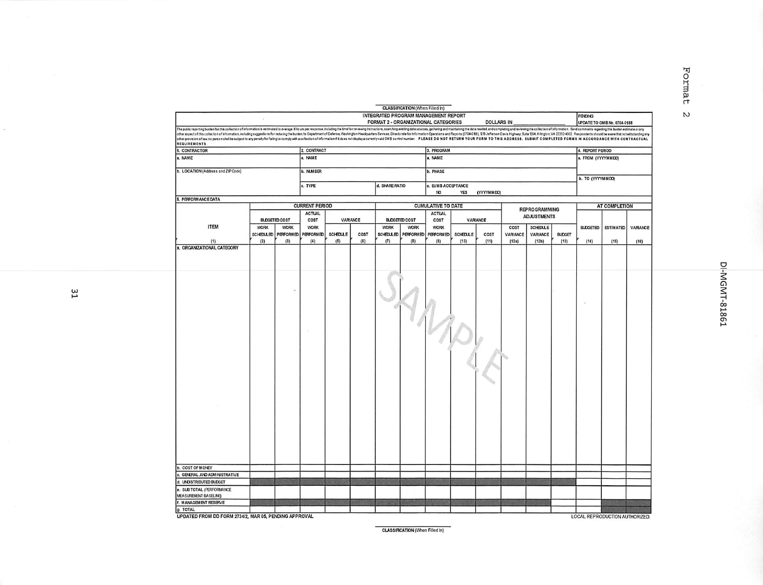**CLASSIFICATION** (When Filled In)

# INTEGRATED PROGRAM MANAGEMENT REPORT
## FORMAT 2 - ORGANIZATIONAL CATEGORIES

DOLLARS IN ____________

PENDING UPDATE TO OMB No. 0704-0188

The public reporting burden for this collection of information is estimated to average 6 hours per response, including the time for reviewing instructions, searching existing data sources, gathering and maintaining the data needed, and completing and reviewing the collection of information. Send comments regarding this burden estimate or any other aspect of this collection of information, including suggestions for reducing the burden, to Department of Defense, Washington Headquarters Services, Directorate for Information Operations and Reports (0704-0188), 1215 Jefferson Davis Highway, Suite 1204, Arlington, VA 22202-4302. Respondents should be aware that notwithstanding any other provision of law, no person shall be subject to any penalty for failing to comply with a collection of information if it does not display a currently valid OMB control number. **PLEASE DO NOT RETURN YOUR FORM TO THIS ADDRESS. SUBMIT COMPLETED FORMS IN ACCORDANCE WITH CONTRACTUAL REQUIREMENTS.**

| 1. CONTRACTOR | 2. CONTRACT | | 3. PROGRAM | 4. REPORT PERIOD |
|---|---|---|---|---|
| a. NAME | a. NAME | | a. NAME | a. FROM (YYYYMMDD) |
| b. LOCATION (Address and ZIP Code) | b. NUMBER | | b. PHASE | b. TO (YYYYMMDD) |
| | c. TYPE | d. SHARE RATIO | c. EVMS ACCEPTANCE NO YES (YYYYMMDD) | |

5. PERFORMANCE DATA

| ITEM | CURRENT PERIOD | | | | | CUMULATIVE TO DATE | | | | | REPROGRAMMING ADJUSTMENTS | | | AT COMPLETION | | |
|---|---|---|---|---|---|---|---|---|---|---|---|---|---|---|---|---|
| | BUDGETED COST | | ACTUAL COST | VARIANCE | | BUDGETED COST | | ACTUAL COST | VARIANCE | | | | | | | |
| | WORK SCHEDULED | WORK PERFORMED | WORK PERFORMED | SCHEDULE | COST | WORK SCHEDULED | WORK PERFORMED | WORK PERFORMED | SCHEDULE | COST | COST VARIANCE | SCHEDULE VARIANCE | BUDGET | BUDGETED | ESTIMATED | VARIANCE |
| (1) | (2) | (3) | (4) | (5) | (6) | (7) | (8) | (9) | (10) | (11) | (12a) | (12b) | (13) | (14) | (15) | (16) |
| a. ORGANIZATIONAL CATEGORY | | | | | | | | | | | | | | | | |
| b. COST OF MONEY | | | | | | | | | | | | | | | | |
| c. GENERAL AND ADMINISTRATIVE | | | | | | | | | | | | | | | | |
| d. UNDISTRIBUTED BUDGET | | | | | | | | | | | | | | | | |
| e. SUB TOTAL (PERFORMANCE MEASUREMENT BASELINE) | | | | | | | | | | | | | | | | |
| f. MANAGEMENT RESERVE | | | | | | | | | | | | | | | | |
| g. TOTAL | | | | | | | | | | | | | | | | |

SAMPLE

UPDATED FROM DD FORM 2734/2, MAR 05, PENDING APPROVAL

LOCAL REPRODUCTION AUTHORIZED.

**CLASSIFICATION** (When Filled In)

Format 2

DI-MGMT-81861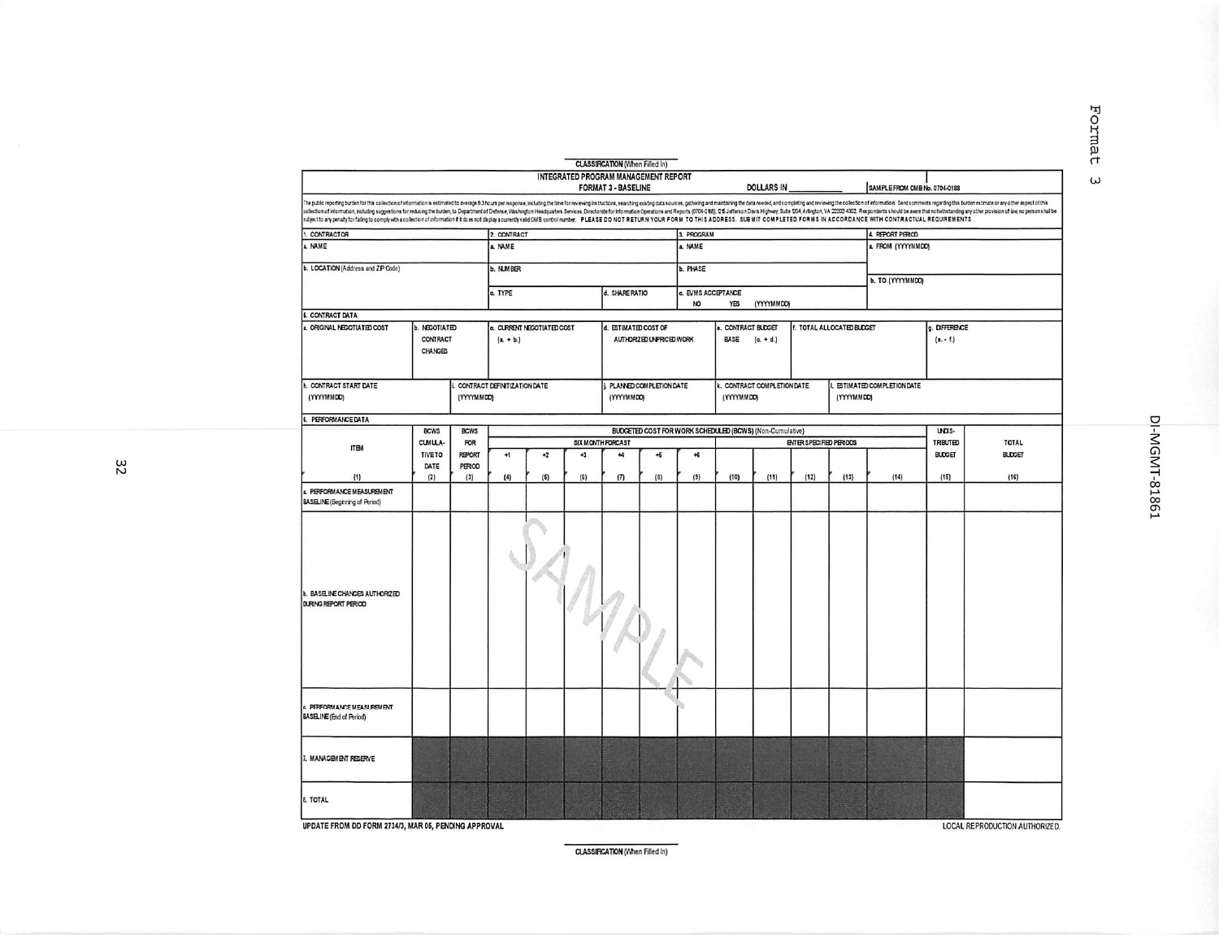CLASSIFICATION (When Filled In)

# INTEGRATED PROGRAM MANAGEMENT REPORT
## FORMAT 3 - BASELINE

DOLLARS IN ______

SAMPLE FROM OMB No. 0704-0188

The public reporting burden for this collection of information is estimated to average 6.3 hours per response, including the time for reviewing instructions, searching existing data sources, gathering and maintaining the data needed, and completing and reviewing the collection of information. Send comments regarding this burden estimate or any other aspect of this collection of information, including suggestions for reducing the burden, to Department of Defense, Washington Headquarters Services, Directorate for Information Operations and Reports (0704-0188), 1215 Jefferson Davis Highway, Suite 1204, Arlington, VA 22202-4302. Respondents should be aware that notwithstanding any other provision of law, no person shall be subject to any penalty for failing to comply with a collection of information if it does not display a currently valid OMB control number. PLEASE DO NOT RETURN YOUR FORM TO THIS ADDRESS. SUBMIT COMPLETED FORMS IN ACCORDANCE WITH CONTRACTUAL REQUIREMENTS.

| 1. CONTRACTOR | 2. CONTRACT | | 3. PROGRAM | 4. REPORT PERIOD |
|---|---|---|---|---|
| a. NAME | a. NAME | | a. NAME | a. FROM (YYYYMMDD) |
| b. LOCATION (Address and ZIP Code) | b. NUMBER | | b. PHASE | b. TO (YYYYMMDD) |
| | c. TYPE | d. SHARE RATIO | c. EVMS ACCEPTANCE NO YES (YYYYMMDD) | |

**5. CONTRACT DATA**

| a. ORIGINAL NEGOTIATED COST | b. NEGOTIATED CONTRACT CHANGES | c. CURRENT NEGOTIATED COST (a. + b.) | d. ESTIMATED COST OF AUTHORIZED UNPRICED WORK | e. CONTRACT BUDGET BASE (c. + d.) | f. TOTAL ALLOCATED BUDGET | g. DIFFERENCE (e. - f.) |
|---|---|---|---|---|---|---|
| | | | | | | |

| h. CONTRACT START DATE (YYYYMMDD) | i. CONTRACT DEFINITIZATION DATE (YYYYMMDD) | j. PLANNED COMPLETION DATE (YYYYMMDD) | k. CONTRACT COMPLETION DATE (YYYYMMDD) | l. ESTIMATED COMPLETION DATE (YYYYMMDD) |
|---|---|---|---|---|
| | | | | |

**6. PERFORMANCE DATA**

| ITEM | BCWS CUMULATIVE TO DATE | BCWS FOR REPORT PERIOD | BUDGETED COST FOR WORK SCHEDULED (BCWS) (Non-Cumulative) | | | | | | | | | | | UNDISTRIBUTED BUDGET | TOTAL BUDGET |
|---|---|---|---|---|---|---|---|---|---|---|---|---|---|---|---|
| | | | SIX MONTH FORCAST | | | | | | ENTER SPECIFIED PERIODS | | | | | | |
| | | | +1 | +2 | +3 | +4 | +5 | +6 | | | | | | | |
| (1) | (2) | (3) | (4) | (5) | (6) | (7) | (8) | (9) | (10) | (11) | (12) | (13) | (14) | (15) | (16) |
| a. PERFORMANCE MEASUREMENT BASELINE (Beginning of Period) | | | | | | | | | | | | | | | |
| b. BASELINE CHANGES AUTHORIZED DURING REPORT PERIOD | | | | | | | | | | | | | | | |
| c. PERFORMANCE MEASUREMENT BASELINE (End of Period) | | | | | | | | | | | | | | | |
| 7. MANAGEMENT RESERVE | | | | | | | | | | | | | | | |
| 8. TOTAL | | | | | | | | | | | | | | | |

SAMPLE

UPDATE FROM DD FORM 2734/3, MAR 05, PENDING APPROVAL

LOCAL REPRODUCTION AUTHORIZED.

CLASSIFICATION (When Filled In)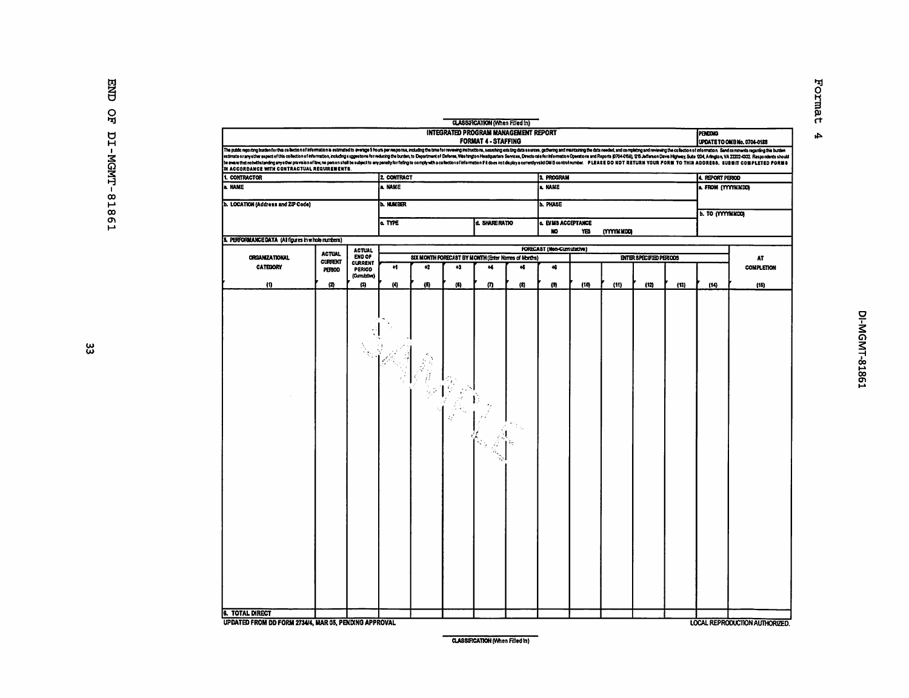Format 4

CLASSIFICATION (When Filled In)

**INTEGRATED PROGRAM MANAGEMENT REPORT**
**FORMAT 4 - STAFFING**

PENDING UPDATE TO OMB No. 0704-0188

The public reporting burden for this collection of information is estimated to average 5 hours per response, including the time for reviewing instructions, searching existing data sources, gathering and maintaining the data needed, and completing and reviewing the collection of information. Send comments regarding this burden estimate or any other aspect of this collection of information, including suggestions for reducing the burden, to Department of Defense, Washington Headquarters Services, Directorate for Information Operations and Reports (0704-0188), 1215 Jefferson Davis Highway, Suite 1204, Arlington, VA 22202-4302. Respondents should be aware that notwithstanding any other provision of law, no person shall be subject to any penalty for failing to comply with a collection of information if it does not display a currently valid OMB control number. **PLEASE DO NOT RETURN YOUR FORM TO THIS ADDRESS. SUBMIT COMPLETED FORMS IN ACCORDANCE WITH CONTRACTUAL REQUIREMENTS.**

| 1. CONTRACTOR | 2. CONTRACT | | 3. PROGRAM | 4. REPORT PERIOD |
|---|---|---|---|---|
| a. NAME | a. NAME | | a. NAME | a. FROM (YYYYMMDD) |
| b. LOCATION (Address and ZIP Code) | b. NUMBER | | b. PHASE | b. TO (YYYYMMDD) |
| | c. TYPE | d. SHARE RATIO | c. EVMS ACCEPTANCE NO YES (YYYYMMDD) | |

5. PERFORMANCE DATA (All figures in whole numbers)

| ORGANIZATIONAL CATEGORY | ACTUAL CURRENT PERIOD | ACTUAL END OF CURRENT PERIOD (Cumulative) | FORECAST (Non-Cumulative) | | | | | | | | | | | AT COMPLETION |
|---|---|---|---|---|---|---|---|---|---|---|---|---|---|---|
| | | | SIX MONTH FORECAST BY MONTH (Enter Names of Months) | | | | | | ENTER SPECIFIED PERIODS | | | | | |
| | | | +1 | +2 | +3 | +4 | +5 | +6 | | | | | | |
| (1) | (2) | (3) | (4) | (5) | (6) | (7) | (8) | (9) | (10) | (11) | (12) | (13) | (14) | (15) |
| | | | | | | | | | | | | | | |
| 6. TOTAL DIRECT | | | | | | | | | | | | | | |

SAMPLE

UPDATED FROM DD FORM 2734/4, MAR 05, PENDING APPROVAL

LOCAL REPRODUCTION AUTHORIZED.

CLASSIFICATION (When Filled In)

END OF DI-MGMT-81861